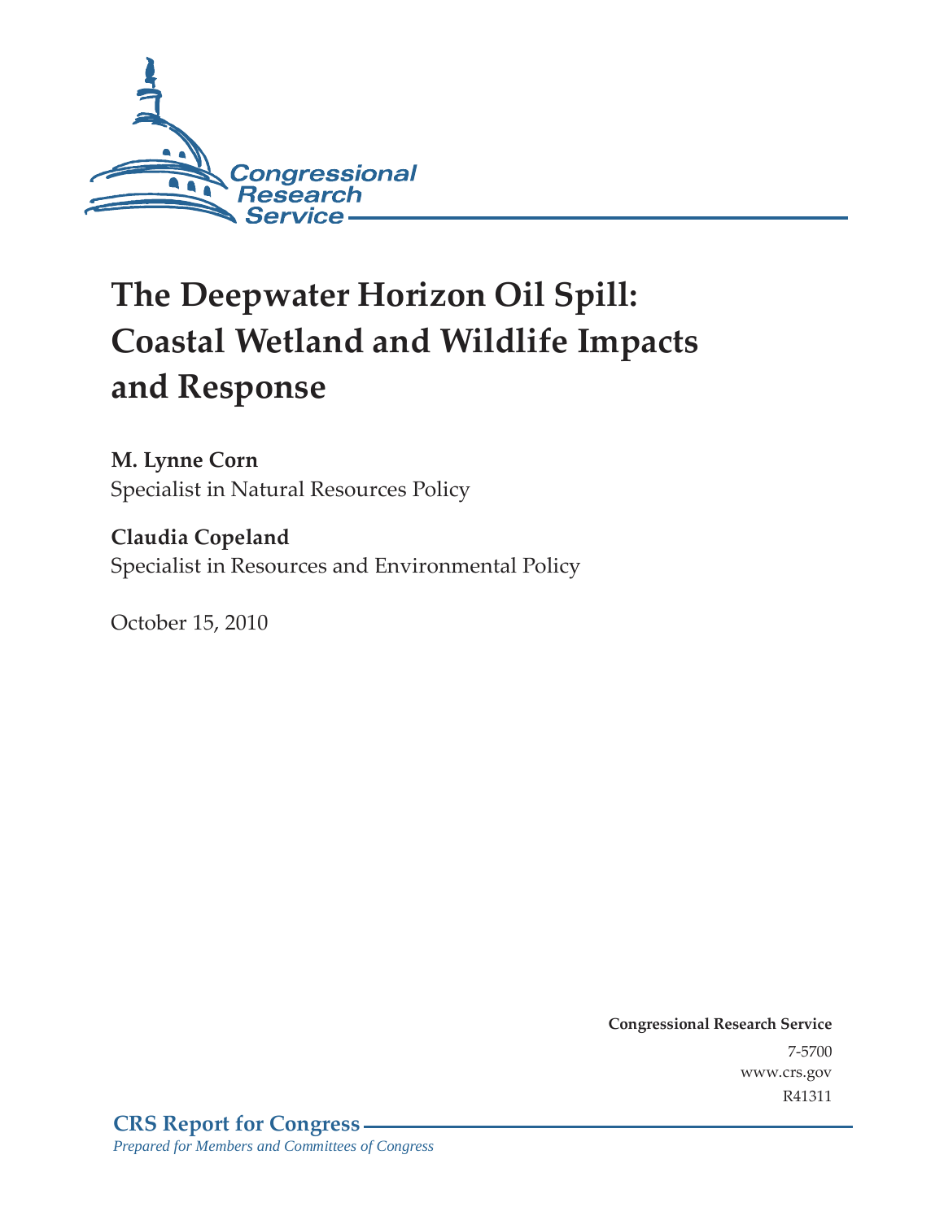Congressional Research Service

# The Deepwater Horizon Oil Spill: Coastal Wetland and Wildlife Impacts and Response

**M. Lynne Corn**
Specialist in Natural Resources Policy

**Claudia Copeland**
Specialist in Resources and Environmental Policy

October 15, 2010

**Congressional Research Service**
7-5700
www.crs.gov
R41311

**CRS Report for Congress**
*Prepared for Members and Committees of Congress*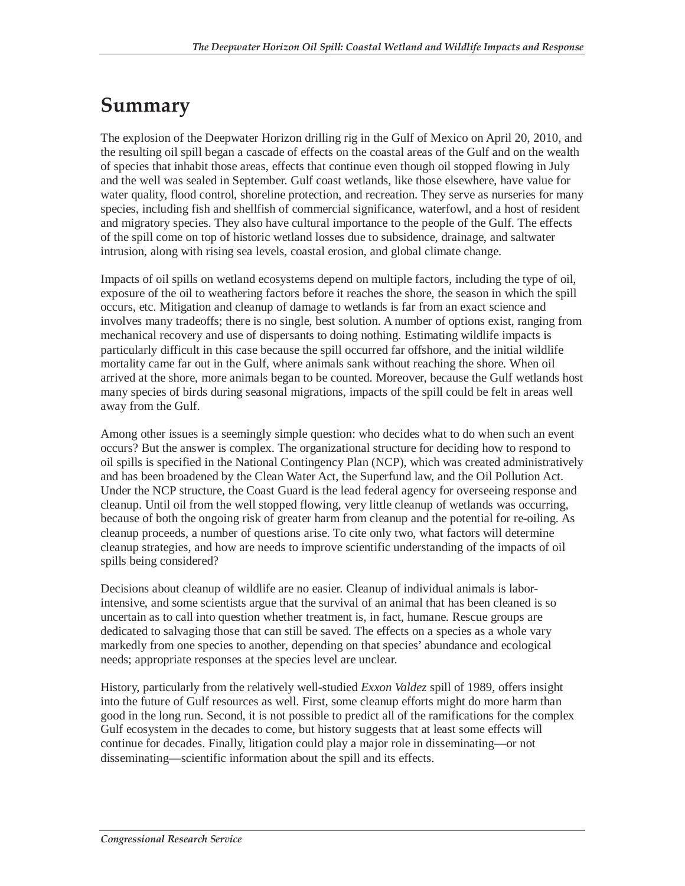# Summary

The explosion of the Deepwater Horizon drilling rig in the Gulf of Mexico on April 20, 2010, and the resulting oil spill began a cascade of effects on the coastal areas of the Gulf and on the wealth of species that inhabit those areas, effects that continue even though oil stopped flowing in July and the well was sealed in September. Gulf coast wetlands, like those elsewhere, have value for water quality, flood control, shoreline protection, and recreation. They serve as nurseries for many species, including fish and shellfish of commercial significance, waterfowl, and a host of resident and migratory species. They also have cultural importance to the people of the Gulf. The effects of the spill come on top of historic wetland losses due to subsidence, drainage, and saltwater intrusion, along with rising sea levels, coastal erosion, and global climate change.

Impacts of oil spills on wetland ecosystems depend on multiple factors, including the type of oil, exposure of the oil to weathering factors before it reaches the shore, the season in which the spill occurs, etc. Mitigation and cleanup of damage to wetlands is far from an exact science and involves many tradeoffs; there is no single, best solution. A number of options exist, ranging from mechanical recovery and use of dispersants to doing nothing. Estimating wildlife impacts is particularly difficult in this case because the spill occurred far offshore, and the initial wildlife mortality came far out in the Gulf, where animals sank without reaching the shore. When oil arrived at the shore, more animals began to be counted. Moreover, because the Gulf wetlands host many species of birds during seasonal migrations, impacts of the spill could be felt in areas well away from the Gulf.

Among other issues is a seemingly simple question: who decides what to do when such an event occurs? But the answer is complex. The organizational structure for deciding how to respond to oil spills is specified in the National Contingency Plan (NCP), which was created administratively and has been broadened by the Clean Water Act, the Superfund law, and the Oil Pollution Act. Under the NCP structure, the Coast Guard is the lead federal agency for overseeing response and cleanup. Until oil from the well stopped flowing, very little cleanup of wetlands was occurring, because of both the ongoing risk of greater harm from cleanup and the potential for re-oiling. As cleanup proceeds, a number of questions arise. To cite only two, what factors will determine cleanup strategies, and how are needs to improve scientific understanding of the impacts of oil spills being considered?

Decisions about cleanup of wildlife are no easier. Cleanup of individual animals is labor-intensive, and some scientists argue that the survival of an animal that has been cleaned is so uncertain as to call into question whether treatment is, in fact, humane. Rescue groups are dedicated to salvaging those that can still be saved. The effects on a species as a whole vary markedly from one species to another, depending on that species' abundance and ecological needs; appropriate responses at the species level are unclear.

History, particularly from the relatively well-studied *Exxon Valdez* spill of 1989, offers insight into the future of Gulf resources as well. First, some cleanup efforts might do more harm than good in the long run. Second, it is not possible to predict all of the ramifications for the complex Gulf ecosystem in the decades to come, but history suggests that at least some effects will continue for decades. Finally, litigation could play a major role in disseminating—or not disseminating—scientific information about the spill and its effects.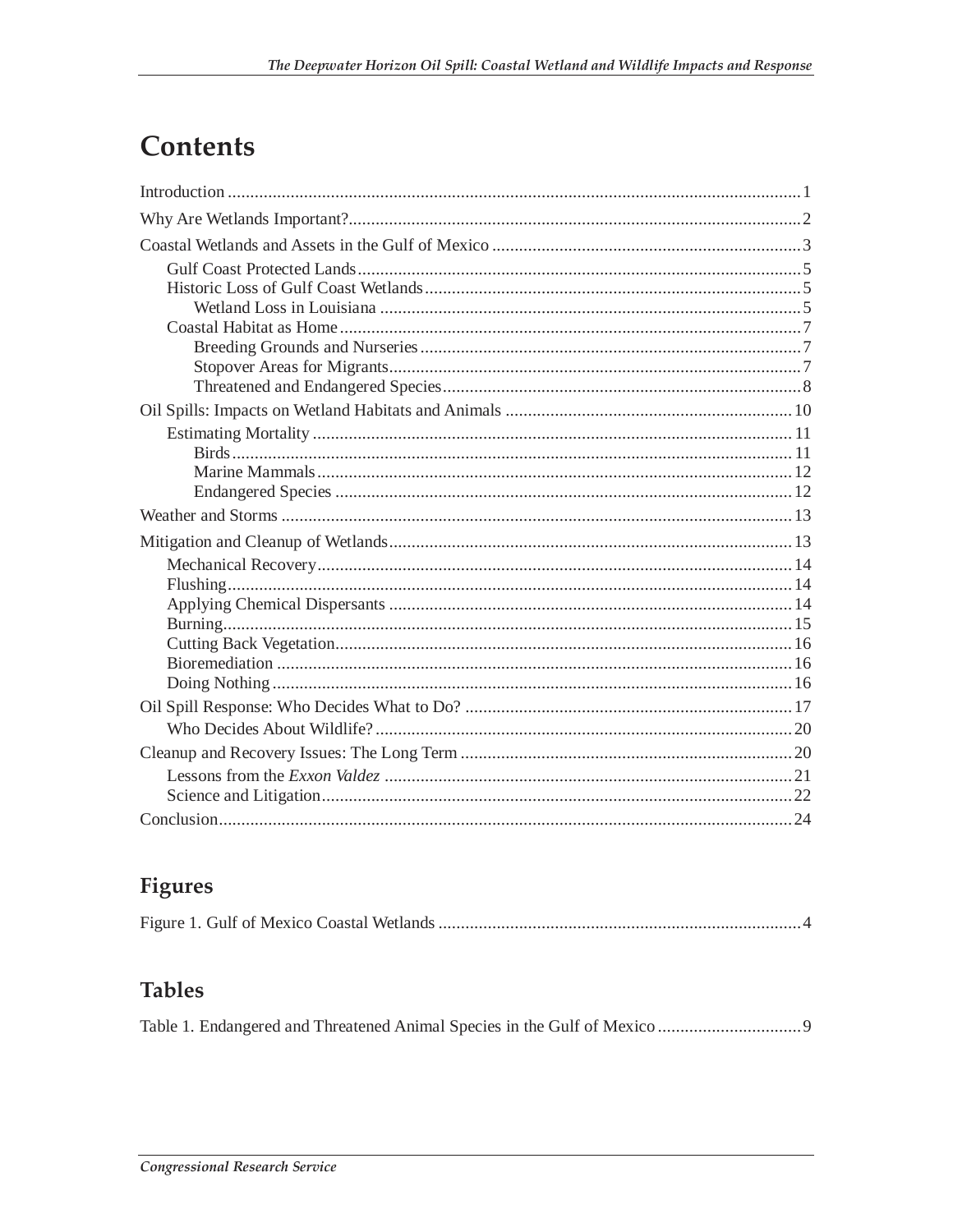# Contents

Introduction ..... 1

Why Are Wetlands Important? ..... 2

Coastal Wetlands and Assets in the Gulf of Mexico ..... 3

- Gulf Coast Protected Lands ..... 5
- Historic Loss of Gulf Coast Wetlands ..... 5
  - Wetland Loss in Louisiana ..... 5
- Coastal Habitat as Home ..... 7
  - Breeding Grounds and Nurseries ..... 7
  - Stopover Areas for Migrants ..... 7
  - Threatened and Endangered Species ..... 8

Oil Spills: Impacts on Wetland Habitats and Animals ..... 10

- Estimating Mortality ..... 11
  - Birds ..... 11
  - Marine Mammals ..... 12
  - Endangered Species ..... 12

Weather and Storms ..... 13

Mitigation and Cleanup of Wetlands ..... 13

- Mechanical Recovery ..... 14
- Flushing ..... 14
- Applying Chemical Dispersants ..... 14
- Burning ..... 15
- Cutting Back Vegetation ..... 16
- Bioremediation ..... 16
- Doing Nothing ..... 16

Oil Spill Response: Who Decides What to Do? ..... 17

- Who Decides About Wildlife? ..... 20

Cleanup and Recovery Issues: The Long Term ..... 20

- Lessons from the *Exxon Valdez* ..... 21
- Science and Litigation ..... 22

Conclusion ..... 24

## Figures

Figure 1. Gulf of Mexico Coastal Wetlands ..... 4

## Tables

Table 1. Endangered and Threatened Animal Species in the Gulf of Mexico ..... 9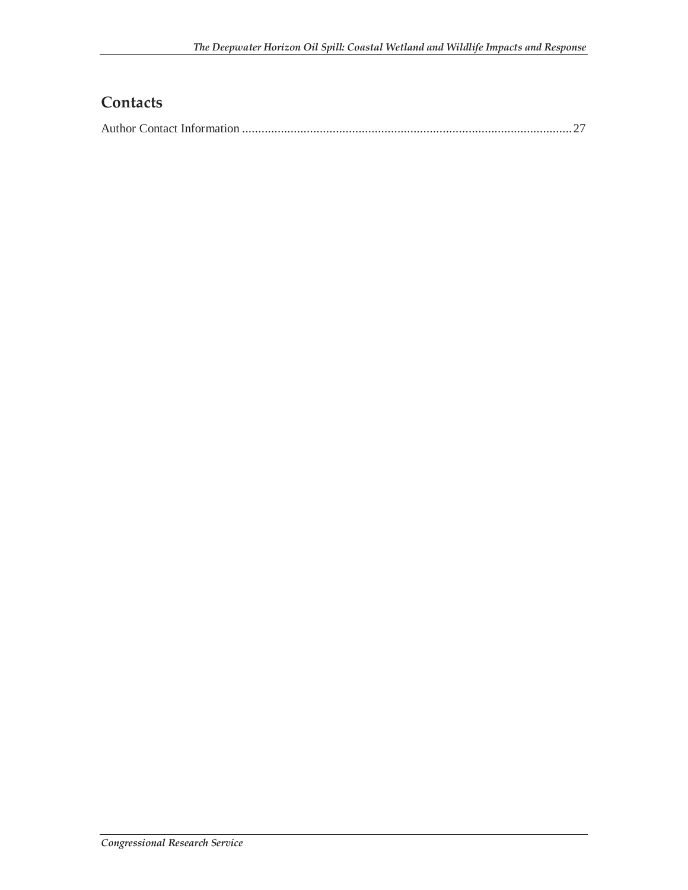## Contacts

Author Contact Information ........................................................................................................27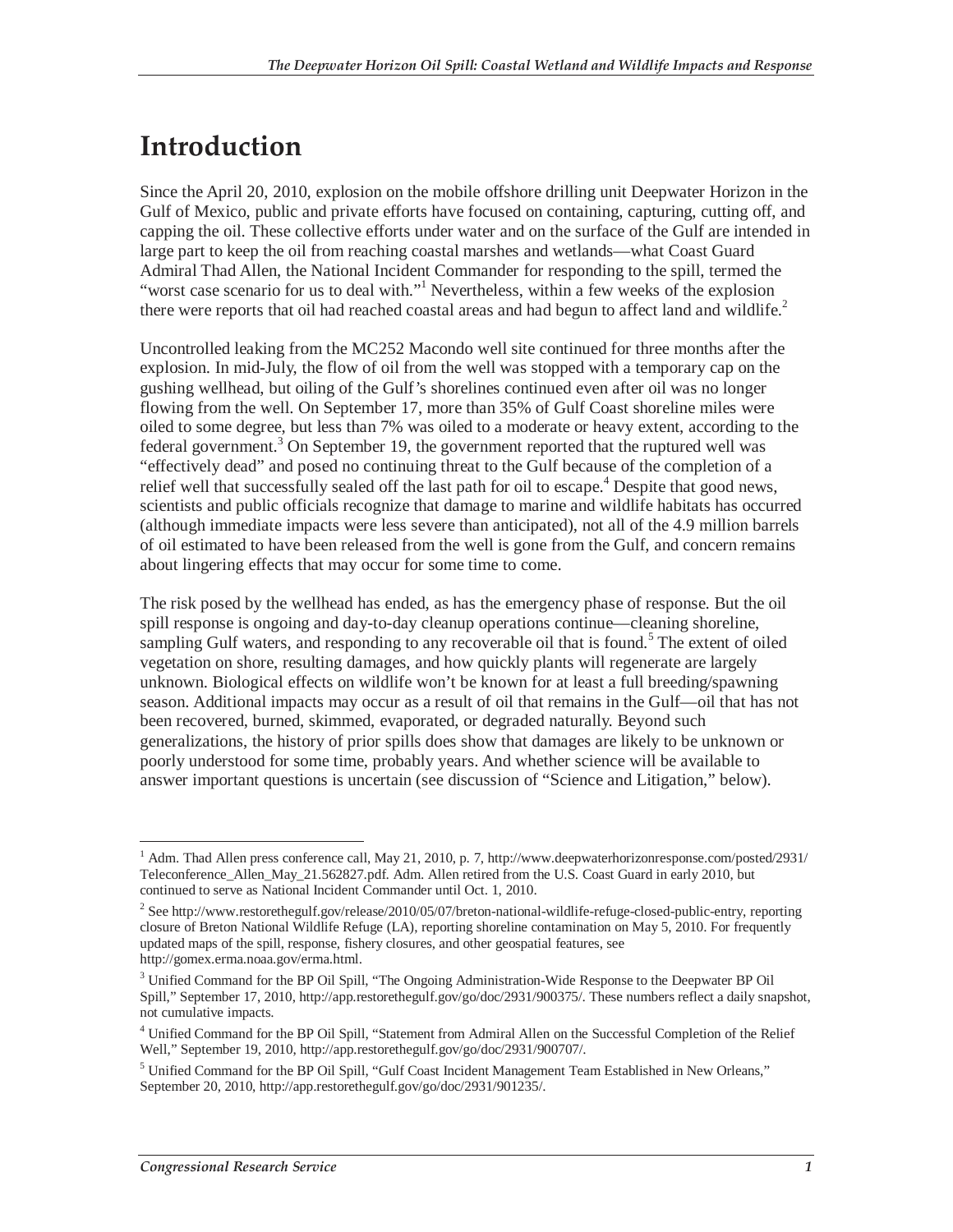# Introduction

Since the April 20, 2010, explosion on the mobile offshore drilling unit Deepwater Horizon in the Gulf of Mexico, public and private efforts have focused on containing, capturing, cutting off, and capping the oil. These collective efforts under water and on the surface of the Gulf are intended in large part to keep the oil from reaching coastal marshes and wetlands—what Coast Guard Admiral Thad Allen, the National Incident Commander for responding to the spill, termed the "worst case scenario for us to deal with."[1] Nevertheless, within a few weeks of the explosion there were reports that oil had reached coastal areas and had begun to affect land and wildlife.[2]

Uncontrolled leaking from the MC252 Macondo well site continued for three months after the explosion. In mid-July, the flow of oil from the well was stopped with a temporary cap on the gushing wellhead, but oiling of the Gulf's shorelines continued even after oil was no longer flowing from the well. On September 17, more than 35% of Gulf Coast shoreline miles were oiled to some degree, but less than 7% was oiled to a moderate or heavy extent, according to the federal government.[3] On September 19, the government reported that the ruptured well was "effectively dead" and posed no continuing threat to the Gulf because of the completion of a relief well that successfully sealed off the last path for oil to escape.[4] Despite that good news, scientists and public officials recognize that damage to marine and wildlife habitats has occurred (although immediate impacts were less severe than anticipated), not all of the 4.9 million barrels of oil estimated to have been released from the well is gone from the Gulf, and concern remains about lingering effects that may occur for some time to come.

The risk posed by the wellhead has ended, as has the emergency phase of response. But the oil spill response is ongoing and day-to-day cleanup operations continue—cleaning shoreline, sampling Gulf waters, and responding to any recoverable oil that is found.[5] The extent of oiled vegetation on shore, resulting damages, and how quickly plants will regenerate are largely unknown. Biological effects on wildlife won't be known for at least a full breeding/spawning season. Additional impacts may occur as a result of oil that remains in the Gulf—oil that has not been recovered, burned, skimmed, evaporated, or degraded naturally. Beyond such generalizations, the history of prior spills does show that damages are likely to be unknown or poorly understood for some time, probably years. And whether science will be available to answer important questions is uncertain (see discussion of "Science and Litigation," below).

---

[1] Adm. Thad Allen press conference call, May 21, 2010, p. 7, http://www.deepwaterhorizonresponse.com/posted/2931/Teleconference_Allen_May_21.562827.pdf. Adm. Allen retired from the U.S. Coast Guard in early 2010, but continued to serve as National Incident Commander until Oct. 1, 2010.

[2] See http://www.restorethegulf.gov/release/2010/05/07/breton-national-wildlife-refuge-closed-public-entry, reporting closure of Breton National Wildlife Refuge (LA), reporting shoreline contamination on May 5, 2010. For frequently updated maps of the spill, response, fishery closures, and other geospatial features, see http://gomex.erma.noaa.gov/erma.html.

[3] Unified Command for the BP Oil Spill, "The Ongoing Administration-Wide Response to the Deepwater BP Oil Spill," September 17, 2010, http://app.restorethegulf.gov/go/doc/2931/900375/. These numbers reflect a daily snapshot, not cumulative impacts.

[4] Unified Command for the BP Oil Spill, "Statement from Admiral Allen on the Successful Completion of the Relief Well," September 19, 2010, http://app.restorethegulf.gov/go/doc/2931/900707/.

[5] Unified Command for the BP Oil Spill, "Gulf Coast Incident Management Team Established in New Orleans," September 20, 2010, http://app.restorethegulf.gov/go/doc/2931/901235/.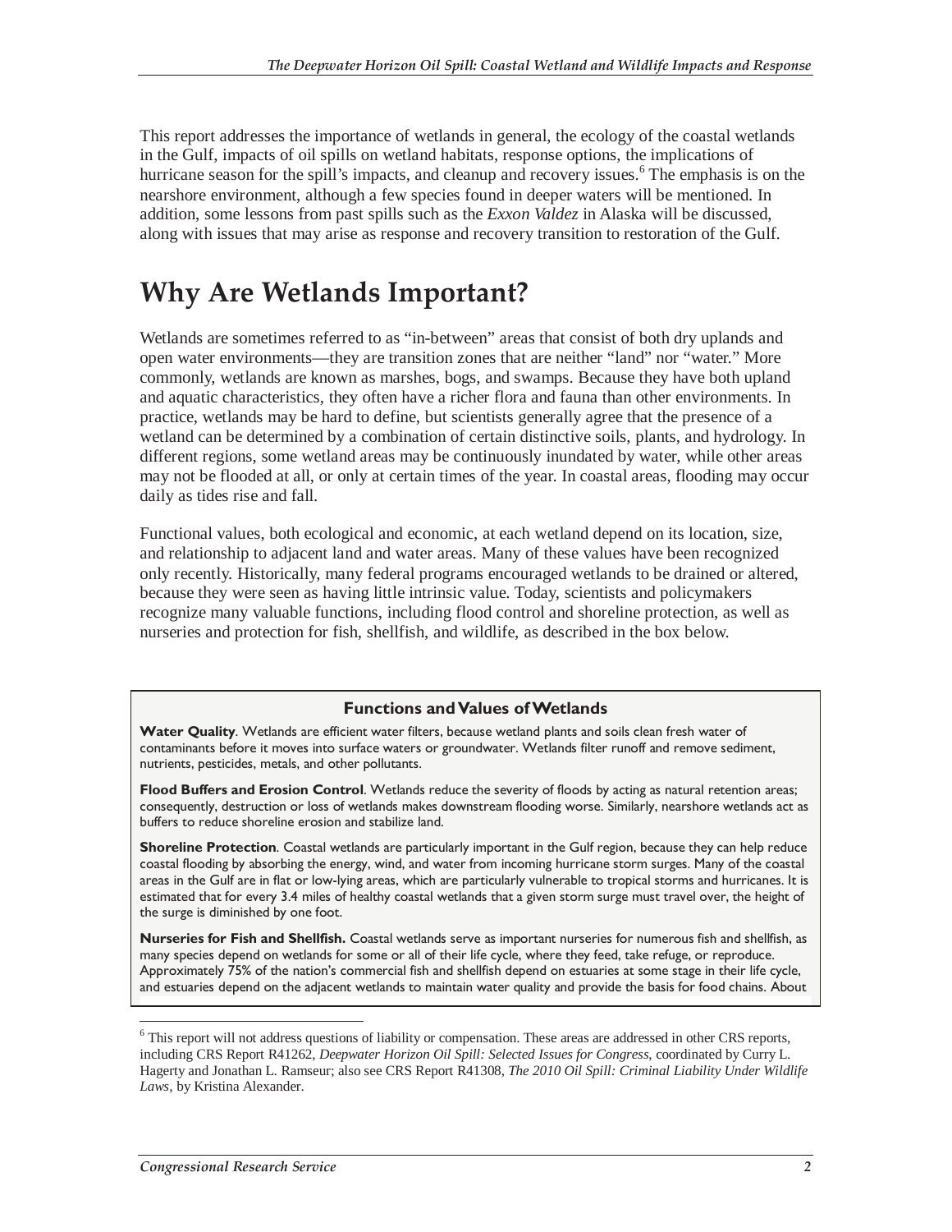This report addresses the importance of wetlands in general, the ecology of the coastal wetlands in the Gulf, impacts of oil spills on wetland habitats, response options, the implications of hurricane season for the spill's impacts, and cleanup and recovery issues.[6] The emphasis is on the nearshore environment, although a few species found in deeper waters will be mentioned. In addition, some lessons from past spills such as the *Exxon Valdez* in Alaska will be discussed, along with issues that may arise as response and recovery transition to restoration of the Gulf.

# Why Are Wetlands Important?

Wetlands are sometimes referred to as "in-between" areas that consist of both dry uplands and open water environments—they are transition zones that are neither "land" nor "water." More commonly, wetlands are known as marshes, bogs, and swamps. Because they have both upland and aquatic characteristics, they often have a richer flora and fauna than other environments. In practice, wetlands may be hard to define, but scientists generally agree that the presence of a wetland can be determined by a combination of certain distinctive soils, plants, and hydrology. In different regions, some wetland areas may be continuously inundated by water, while other areas may not be flooded at all, or only at certain times of the year. In coastal areas, flooding may occur daily as tides rise and fall.

Functional values, both ecological and economic, at each wetland depend on its location, size, and relationship to adjacent land and water areas. Many of these values have been recognized only recently. Historically, many federal programs encouraged wetlands to be drained or altered, because they were seen as having little intrinsic value. Today, scientists and policymakers recognize many valuable functions, including flood control and shoreline protection, as well as nurseries and protection for fish, shellfish, and wildlife, as described in the box below.

**Functions and Values of Wetlands**

**Water Quality**. Wetlands are efficient water filters, because wetland plants and soils clean fresh water of contaminants before it moves into surface waters or groundwater. Wetlands filter runoff and remove sediment, nutrients, pesticides, metals, and other pollutants.

**Flood Buffers and Erosion Control**. Wetlands reduce the severity of floods by acting as natural retention areas; consequently, destruction or loss of wetlands makes downstream flooding worse. Similarly, nearshore wetlands act as buffers to reduce shoreline erosion and stabilize land.

**Shoreline Protection**. Coastal wetlands are particularly important in the Gulf region, because they can help reduce coastal flooding by absorbing the energy, wind, and water from incoming hurricane storm surges. Many of the coastal areas in the Gulf are in flat or low-lying areas, which are particularly vulnerable to tropical storms and hurricanes. It is estimated that for every 3.4 miles of healthy coastal wetlands that a given storm surge must travel over, the height of the surge is diminished by one foot.

**Nurseries for Fish and Shellfish.** Coastal wetlands serve as important nurseries for numerous fish and shellfish, as many species depend on wetlands for some or all of their life cycle, where they feed, take refuge, or reproduce. Approximately 75% of the nation's commercial fish and shellfish depend on estuaries at some stage in their life cycle, and estuaries depend on the adjacent wetlands to maintain water quality and provide the basis for food chains. About

[6] This report will not address questions of liability or compensation. These areas are addressed in other CRS reports, including CRS Report R41262, *Deepwater Horizon Oil Spill: Selected Issues for Congress*, coordinated by Curry L. Hagerty and Jonathan L. Ramseur; also see CRS Report R41308, *The 2010 Oil Spill: Criminal Liability Under Wildlife Laws*, by Kristina Alexander.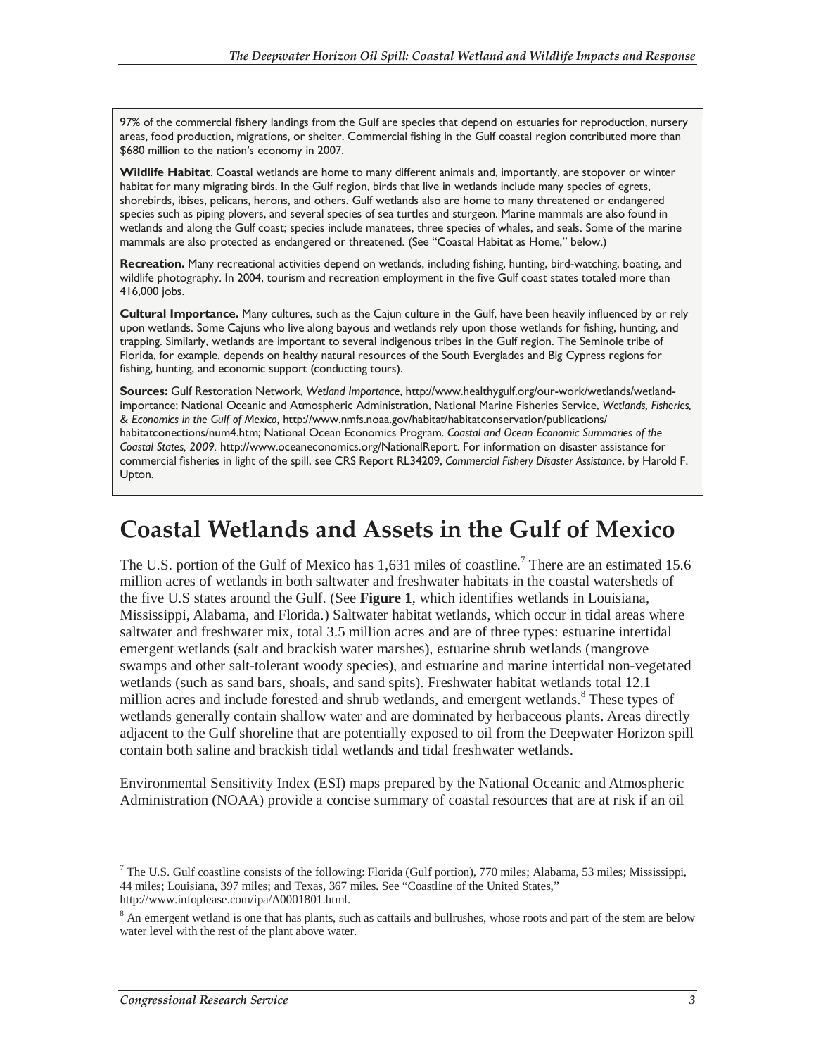97% of the commercial fishery landings from the Gulf are species that depend on estuaries for reproduction, nursery areas, food production, migrations, or shelter. Commercial fishing in the Gulf coastal region contributed more than $680 million to the nation's economy in 2007.

**Wildlife Habitat**. Coastal wetlands are home to many different animals and, importantly, are stopover or winter habitat for many migrating birds. In the Gulf region, birds that live in wetlands include many species of egrets, shorebirds, ibises, pelicans, herons, and others. Gulf wetlands also are home to many threatened or endangered species such as piping plovers, and several species of sea turtles and sturgeon. Marine mammals are also found in wetlands and along the Gulf coast; species include manatees, three species of whales, and seals. Some of the marine mammals are also protected as endangered or threatened. (See "Coastal Habitat as Home," below.)

**Recreation.** Many recreational activities depend on wetlands, including fishing, hunting, bird-watching, boating, and wildlife photography. In 2004, tourism and recreation employment in the five Gulf coast states totaled more than 416,000 jobs.

**Cultural Importance.** Many cultures, such as the Cajun culture in the Gulf, have been heavily influenced by or rely upon wetlands. Some Cajuns who live along bayous and wetlands rely upon those wetlands for fishing, hunting, and trapping. Similarly, wetlands are important to several indigenous tribes in the Gulf region. The Seminole tribe of Florida, for example, depends on healthy natural resources of the South Everglades and Big Cypress regions for fishing, hunting, and economic support (conducting tours).

**Sources:** Gulf Restoration Network, *Wetland Importance*, http://www.healthygulf.org/our-work/wetlands/wetland-importance; National Oceanic and Atmospheric Administration, National Marine Fisheries Service, *Wetlands, Fisheries, & Economics in the Gulf of Mexico*, http://www.nmfs.noaa.gov/habitat/habitatconservation/publications/habitatconections/num4.htm; National Ocean Economics Program. *Coastal and Ocean Economic Summaries of the Coastal States, 2009*. http://www.oceaneconomics.org/NationalReport. For information on disaster assistance for commercial fisheries in light of the spill, see CRS Report RL34209, *Commercial Fishery Disaster Assistance*, by Harold F. Upton.

# Coastal Wetlands and Assets in the Gulf of Mexico

The U.S. portion of the Gulf of Mexico has 1,631 miles of coastline.[7] There are an estimated 15.6 million acres of wetlands in both saltwater and freshwater habitats in the coastal watersheds of the five U.S states around the Gulf. (See **Figure 1**, which identifies wetlands in Louisiana, Mississippi, Alabama, and Florida.) Saltwater habitat wetlands, which occur in tidal areas where saltwater and freshwater mix, total 3.5 million acres and are of three types: estuarine intertidal emergent wetlands (salt and brackish water marshes), estuarine shrub wetlands (mangrove swamps and other salt-tolerant woody species), and estuarine and marine intertidal non-vegetated wetlands (such as sand bars, shoals, and sand spits). Freshwater habitat wetlands total 12.1 million acres and include forested and shrub wetlands, and emergent wetlands.[8] These types of wetlands generally contain shallow water and are dominated by herbaceous plants. Areas directly adjacent to the Gulf shoreline that are potentially exposed to oil from the Deepwater Horizon spill contain both saline and brackish tidal wetlands and tidal freshwater wetlands.

Environmental Sensitivity Index (ESI) maps prepared by the National Oceanic and Atmospheric Administration (NOAA) provide a concise summary of coastal resources that are at risk if an oil

---

[7] The U.S. Gulf coastline consists of the following: Florida (Gulf portion), 770 miles; Alabama, 53 miles; Mississippi, 44 miles; Louisiana, 397 miles; and Texas, 367 miles. See "Coastline of the United States," http://www.infoplease.com/ipa/A0001801.html.

[8] An emergent wetland is one that has plants, such as cattails and bullrushes, whose roots and part of the stem are below water level with the rest of the plant above water.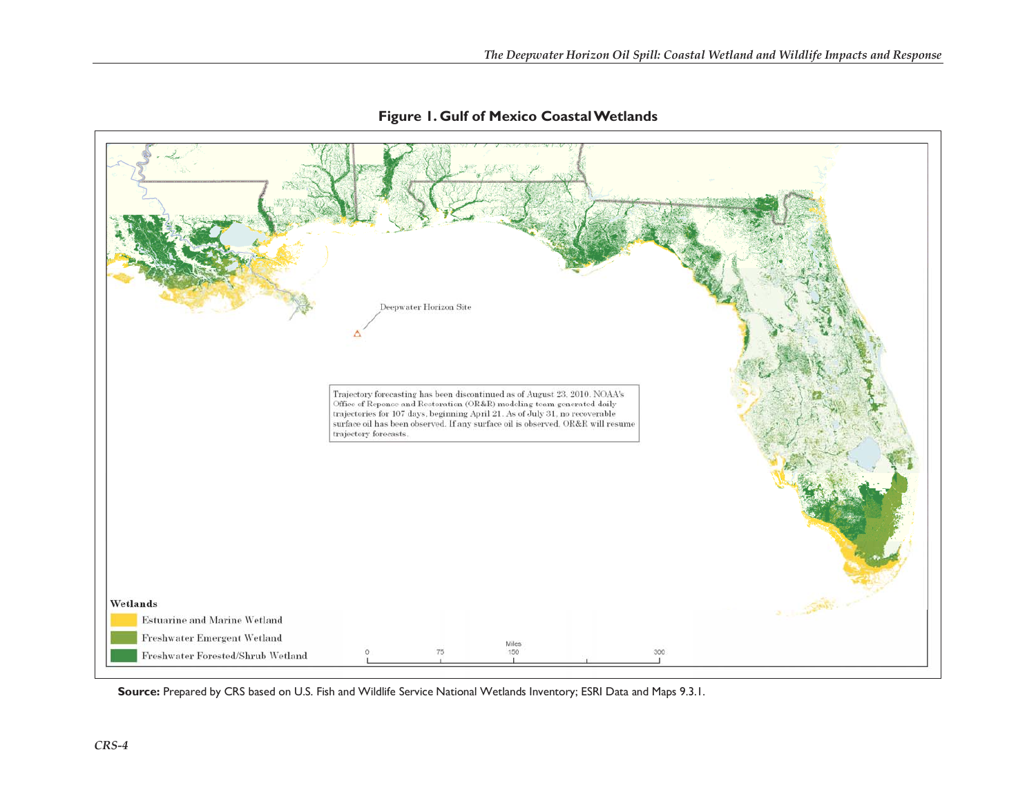**Figure 1. Gulf of Mexico Coastal Wetlands**

Deepwater Horizon Site

Trajectory forecasting has been discontinued as of August 23, 2010. NOAA's Office of Reponse and Restoration (OR&R) modeling team generated daily trajectories for 107 days, beginning April 21. As of July 31, no recoverable surface oil has been observed. If any surface oil is observed, OR&R will resume trajectory forecasts.

**Wetlands**

- Estuarine and Marine Wetland
- Freshwater Emergent Wetland
- Freshwater Forested/Shrub Wetland

Miles: 0, 75, 150, 300

**Source:** Prepared by CRS based on U.S. Fish and Wildlife Service National Wetlands Inventory; ESRI Data and Maps 9.3.1.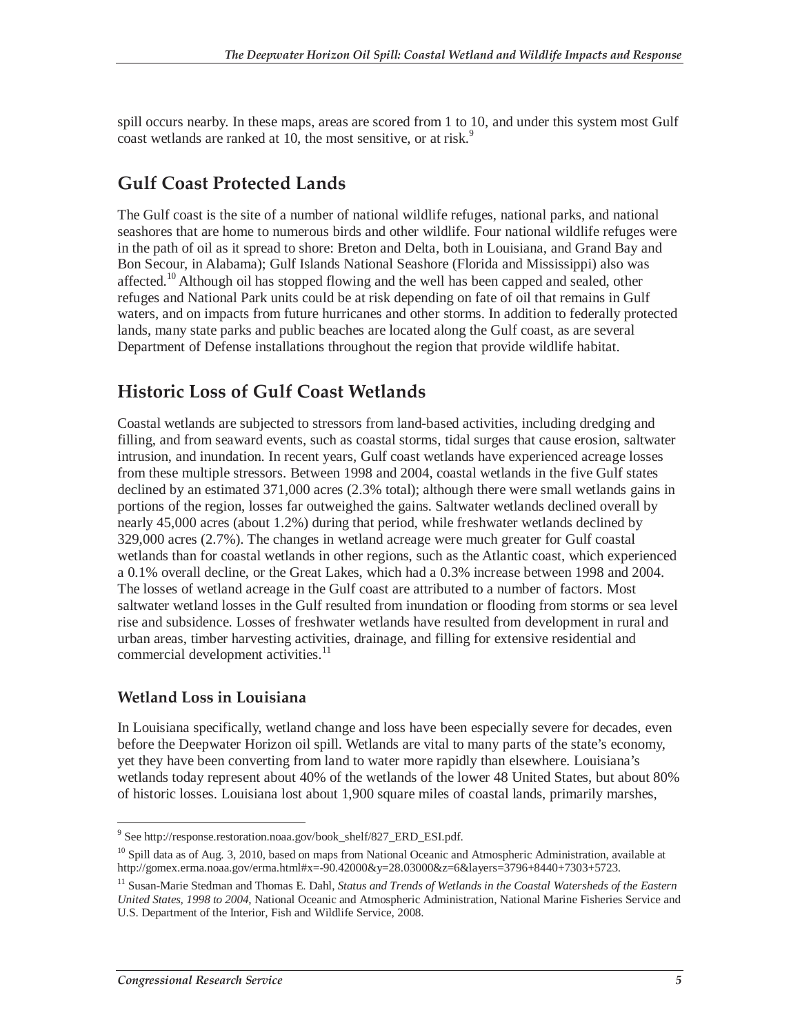spill occurs nearby. In these maps, areas are scored from 1 to 10, and under this system most Gulf coast wetlands are ranked at 10, the most sensitive, or at risk.[9]

## Gulf Coast Protected Lands

The Gulf coast is the site of a number of national wildlife refuges, national parks, and national seashores that are home to numerous birds and other wildlife. Four national wildlife refuges were in the path of oil as it spread to shore: Breton and Delta, both in Louisiana, and Grand Bay and Bon Secour, in Alabama); Gulf Islands National Seashore (Florida and Mississippi) also was affected.[10] Although oil has stopped flowing and the well has been capped and sealed, other refuges and National Park units could be at risk depending on fate of oil that remains in Gulf waters, and on impacts from future hurricanes and other storms. In addition to federally protected lands, many state parks and public beaches are located along the Gulf coast, as are several Department of Defense installations throughout the region that provide wildlife habitat.

## Historic Loss of Gulf Coast Wetlands

Coastal wetlands are subjected to stressors from land-based activities, including dredging and filling, and from seaward events, such as coastal storms, tidal surges that cause erosion, saltwater intrusion, and inundation. In recent years, Gulf coast wetlands have experienced acreage losses from these multiple stressors. Between 1998 and 2004, coastal wetlands in the five Gulf states declined by an estimated 371,000 acres (2.3% total); although there were small wetlands gains in portions of the region, losses far outweighed the gains. Saltwater wetlands declined overall by nearly 45,000 acres (about 1.2%) during that period, while freshwater wetlands declined by 329,000 acres (2.7%). The changes in wetland acreage were much greater for Gulf coastal wetlands than for coastal wetlands in other regions, such as the Atlantic coast, which experienced a 0.1% overall decline, or the Great Lakes, which had a 0.3% increase between 1998 and 2004. The losses of wetland acreage in the Gulf coast are attributed to a number of factors. Most saltwater wetland losses in the Gulf resulted from inundation or flooding from storms or sea level rise and subsidence. Losses of freshwater wetlands have resulted from development in rural and urban areas, timber harvesting activities, drainage, and filling for extensive residential and commercial development activities.[11]

### Wetland Loss in Louisiana

In Louisiana specifically, wetland change and loss have been especially severe for decades, even before the Deepwater Horizon oil spill. Wetlands are vital to many parts of the state's economy, yet they have been converting from land to water more rapidly than elsewhere. Louisiana's wetlands today represent about 40% of the wetlands of the lower 48 United States, but about 80% of historic losses. Louisiana lost about 1,900 square miles of coastal lands, primarily marshes,

---

[9] See http://response.restoration.noaa.gov/book_shelf/827_ERD_ESI.pdf.

[10] Spill data as of Aug. 3, 2010, based on maps from National Oceanic and Atmospheric Administration, available at http://gomex.erma.noaa.gov/erma.html#x=-90.42000&y=28.03000&z=6&layers=3796+8440+7303+5723.

[11] Susan-Marie Stedman and Thomas E. Dahl, *Status and Trends of Wetlands in the Coastal Watersheds of the Eastern United States, 1998 to 2004*, National Oceanic and Atmospheric Administration, National Marine Fisheries Service and U.S. Department of the Interior, Fish and Wildlife Service, 2008.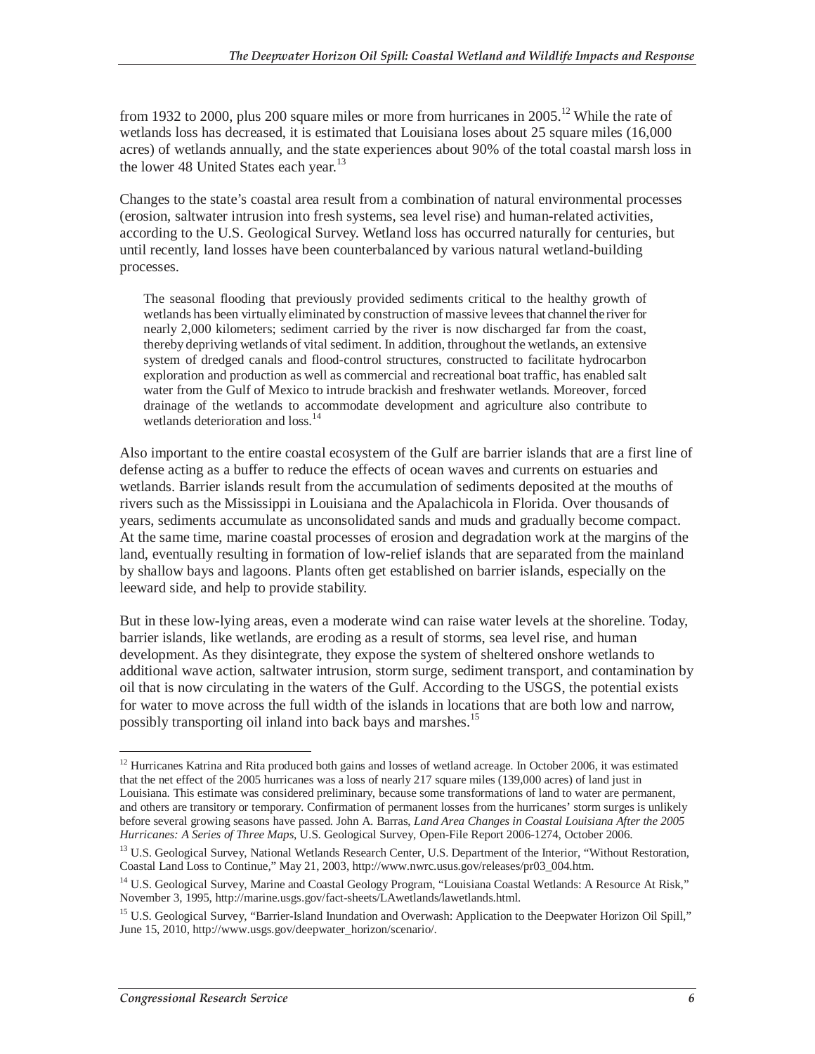from 1932 to 2000, plus 200 square miles or more from hurricanes in 2005.[12] While the rate of wetlands loss has decreased, it is estimated that Louisiana loses about 25 square miles (16,000 acres) of wetlands annually, and the state experiences about 90% of the total coastal marsh loss in the lower 48 United States each year.[13]

Changes to the state's coastal area result from a combination of natural environmental processes (erosion, saltwater intrusion into fresh systems, sea level rise) and human-related activities, according to the U.S. Geological Survey. Wetland loss has occurred naturally for centuries, but until recently, land losses have been counterbalanced by various natural wetland-building processes.

> The seasonal flooding that previously provided sediments critical to the healthy growth of wetlands has been virtually eliminated by construction of massive levees that channel the river for nearly 2,000 kilometers; sediment carried by the river is now discharged far from the coast, thereby depriving wetlands of vital sediment. In addition, throughout the wetlands, an extensive system of dredged canals and flood-control structures, constructed to facilitate hydrocarbon exploration and production as well as commercial and recreational boat traffic, has enabled salt water from the Gulf of Mexico to intrude brackish and freshwater wetlands. Moreover, forced drainage of the wetlands to accommodate development and agriculture also contribute to wetlands deterioration and loss.[14]

Also important to the entire coastal ecosystem of the Gulf are barrier islands that are a first line of defense acting as a buffer to reduce the effects of ocean waves and currents on estuaries and wetlands. Barrier islands result from the accumulation of sediments deposited at the mouths of rivers such as the Mississippi in Louisiana and the Apalachicola in Florida. Over thousands of years, sediments accumulate as unconsolidated sands and muds and gradually become compact. At the same time, marine coastal processes of erosion and degradation work at the margins of the land, eventually resulting in formation of low-relief islands that are separated from the mainland by shallow bays and lagoons. Plants often get established on barrier islands, especially on the leeward side, and help to provide stability.

But in these low-lying areas, even a moderate wind can raise water levels at the shoreline. Today, barrier islands, like wetlands, are eroding as a result of storms, sea level rise, and human development. As they disintegrate, they expose the system of sheltered onshore wetlands to additional wave action, saltwater intrusion, storm surge, sediment transport, and contamination by oil that is now circulating in the waters of the Gulf. According to the USGS, the potential exists for water to move across the full width of the islands in locations that are both low and narrow, possibly transporting oil inland into back bays and marshes.[15]

---

[12] Hurricanes Katrina and Rita produced both gains and losses of wetland acreage. In October 2006, it was estimated that the net effect of the 2005 hurricanes was a loss of nearly 217 square miles (139,000 acres) of land just in Louisiana. This estimate was considered preliminary, because some transformations of land to water are permanent, and others are transitory or temporary. Confirmation of permanent losses from the hurricanes' storm surges is unlikely before several growing seasons have passed. John A. Barras, *Land Area Changes in Coastal Louisiana After the 2005 Hurricanes: A Series of Three Maps*, U.S. Geological Survey, Open-File Report 2006-1274, October 2006.

[13] U.S. Geological Survey, National Wetlands Research Center, U.S. Department of the Interior, "Without Restoration, Coastal Land Loss to Continue," May 21, 2003, http://www.nwrc.usus.gov/releases/pr03_004.htm.

[14] U.S. Geological Survey, Marine and Coastal Geology Program, "Louisiana Coastal Wetlands: A Resource At Risk," November 3, 1995, http://marine.usgs.gov/fact-sheets/LAwetlands/lawetlands.html.

[15] U.S. Geological Survey, "Barrier-Island Inundation and Overwash: Application to the Deepwater Horizon Oil Spill," June 15, 2010, http://www.usgs.gov/deepwater_horizon/scenario/.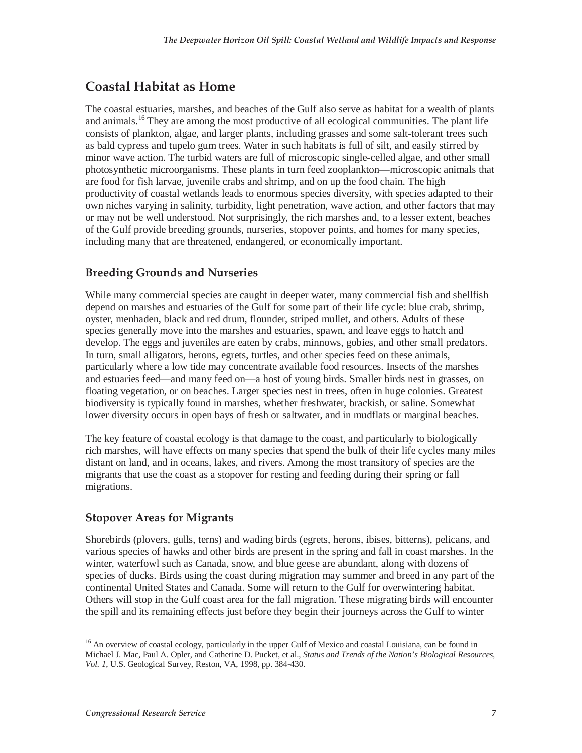## Coastal Habitat as Home

The coastal estuaries, marshes, and beaches of the Gulf also serve as habitat for a wealth of plants and animals.[16] They are among the most productive of all ecological communities. The plant life consists of plankton, algae, and larger plants, including grasses and some salt-tolerant trees such as bald cypress and tupelo gum trees. Water in such habitats is full of silt, and easily stirred by minor wave action. The turbid waters are full of microscopic single-celled algae, and other small photosynthetic microorganisms. These plants in turn feed zooplankton—microscopic animals that are food for fish larvae, juvenile crabs and shrimp, and on up the food chain. The high productivity of coastal wetlands leads to enormous species diversity, with species adapted to their own niches varying in salinity, turbidity, light penetration, wave action, and other factors that may or may not be well understood. Not surprisingly, the rich marshes and, to a lesser extent, beaches of the Gulf provide breeding grounds, nurseries, stopover points, and homes for many species, including many that are threatened, endangered, or economically important.

### Breeding Grounds and Nurseries

While many commercial species are caught in deeper water, many commercial fish and shellfish depend on marshes and estuaries of the Gulf for some part of their life cycle: blue crab, shrimp, oyster, menhaden, black and red drum, flounder, striped mullet, and others. Adults of these species generally move into the marshes and estuaries, spawn, and leave eggs to hatch and develop. The eggs and juveniles are eaten by crabs, minnows, gobies, and other small predators. In turn, small alligators, herons, egrets, turtles, and other species feed on these animals, particularly where a low tide may concentrate available food resources. Insects of the marshes and estuaries feed—and many feed on—a host of young birds. Smaller birds nest in grasses, on floating vegetation, or on beaches. Larger species nest in trees, often in huge colonies. Greatest biodiversity is typically found in marshes, whether freshwater, brackish, or saline. Somewhat lower diversity occurs in open bays of fresh or saltwater, and in mudflats or marginal beaches.

The key feature of coastal ecology is that damage to the coast, and particularly to biologically rich marshes, will have effects on many species that spend the bulk of their life cycles many miles distant on land, and in oceans, lakes, and rivers. Among the most transitory of species are the migrants that use the coast as a stopover for resting and feeding during their spring or fall migrations.

### Stopover Areas for Migrants

Shorebirds (plovers, gulls, terns) and wading birds (egrets, herons, ibises, bitterns), pelicans, and various species of hawks and other birds are present in the spring and fall in coast marshes. In the winter, waterfowl such as Canada, snow, and blue geese are abundant, along with dozens of species of ducks. Birds using the coast during migration may summer and breed in any part of the continental United States and Canada. Some will return to the Gulf for overwintering habitat. Others will stop in the Gulf coast area for the fall migration. These migrating birds will encounter the spill and its remaining effects just before they begin their journeys across the Gulf to winter

---

[16] An overview of coastal ecology, particularly in the upper Gulf of Mexico and coastal Louisiana, can be found in Michael J. Mac, Paul A. Opler, and Catherine D. Pucket, et al., *Status and Trends of the Nation's Biological Resources, Vol. 1*, U.S. Geological Survey, Reston, VA, 1998, pp. 384-430.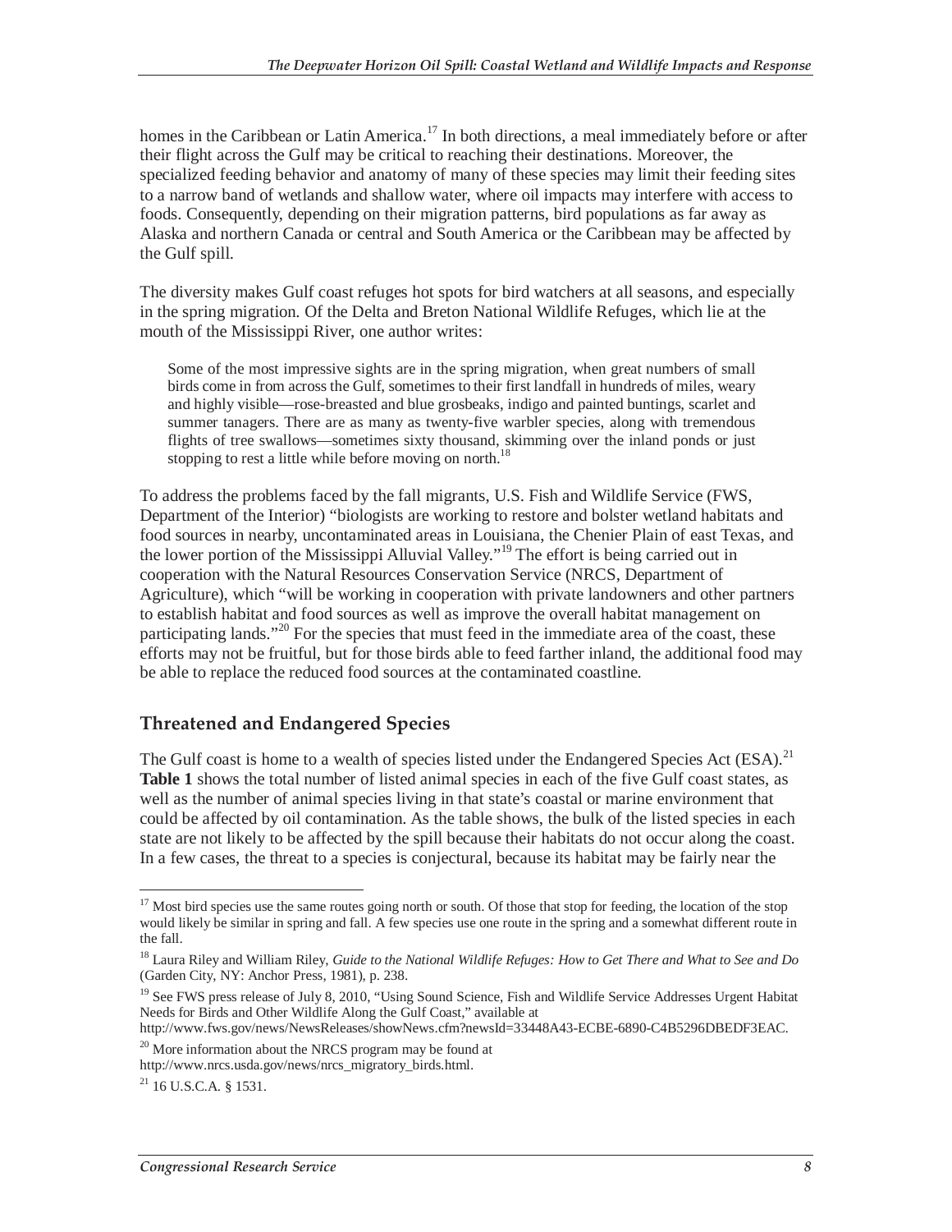homes in the Caribbean or Latin America.[17] In both directions, a meal immediately before or after their flight across the Gulf may be critical to reaching their destinations. Moreover, the specialized feeding behavior and anatomy of many of these species may limit their feeding sites to a narrow band of wetlands and shallow water, where oil impacts may interfere with access to foods. Consequently, depending on their migration patterns, bird populations as far away as Alaska and northern Canada or central and South America or the Caribbean may be affected by the Gulf spill.

The diversity makes Gulf coast refuges hot spots for bird watchers at all seasons, and especially in the spring migration. Of the Delta and Breton National Wildlife Refuges, which lie at the mouth of the Mississippi River, one author writes:

> Some of the most impressive sights are in the spring migration, when great numbers of small birds come in from across the Gulf, sometimes to their first landfall in hundreds of miles, weary and highly visible—rose-breasted and blue grosbeaks, indigo and painted buntings, scarlet and summer tanagers. There are as many as twenty-five warbler species, along with tremendous flights of tree swallows—sometimes sixty thousand, skimming over the inland ponds or just stopping to rest a little while before moving on north.[18]

To address the problems faced by the fall migrants, U.S. Fish and Wildlife Service (FWS, Department of the Interior) "biologists are working to restore and bolster wetland habitats and food sources in nearby, uncontaminated areas in Louisiana, the Chenier Plain of east Texas, and the lower portion of the Mississippi Alluvial Valley."[19] The effort is being carried out in cooperation with the Natural Resources Conservation Service (NRCS, Department of Agriculture), which "will be working in cooperation with private landowners and other partners to establish habitat and food sources as well as improve the overall habitat management on participating lands."[20] For the species that must feed in the immediate area of the coast, these efforts may not be fruitful, but for those birds able to feed farther inland, the additional food may be able to replace the reduced food sources at the contaminated coastline.

## Threatened and Endangered Species

The Gulf coast is home to a wealth of species listed under the Endangered Species Act (ESA).[21] **Table 1** shows the total number of listed animal species in each of the five Gulf coast states, as well as the number of animal species living in that state's coastal or marine environment that could be affected by oil contamination. As the table shows, the bulk of the listed species in each state are not likely to be affected by the spill because their habitats do not occur along the coast. In a few cases, the threat to a species is conjectural, because its habitat may be fairly near the

---

[17] Most bird species use the same routes going north or south. Of those that stop for feeding, the location of the stop would likely be similar in spring and fall. A few species use one route in the spring and a somewhat different route in the fall.

[18] Laura Riley and William Riley, *Guide to the National Wildlife Refuges: How to Get There and What to See and Do* (Garden City, NY: Anchor Press, 1981), p. 238.

[19] See FWS press release of July 8, 2010, "Using Sound Science, Fish and Wildlife Service Addresses Urgent Habitat Needs for Birds and Other Wildlife Along the Gulf Coast," available at http://www.fws.gov/news/NewsReleases/showNews.cfm?newsId=33448A43-ECBE-6890-C4B5296DBEDF3EAC.

[20] More information about the NRCS program may be found at http://www.nrcs.usda.gov/news/nrcs_migratory_birds.html.

[21] 16 U.S.C.A. § 1531.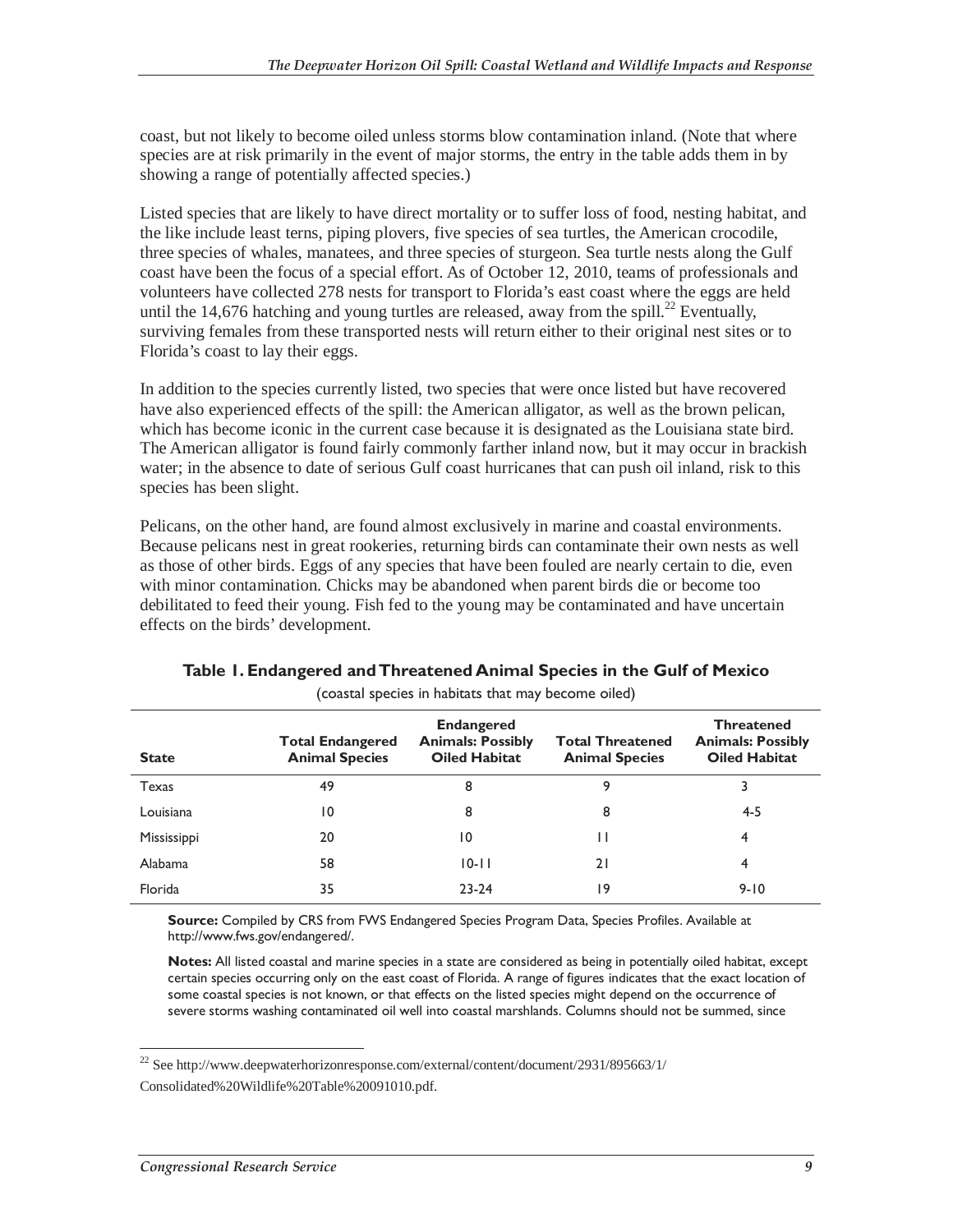coast, but not likely to become oiled unless storms blow contamination inland. (Note that where species are at risk primarily in the event of major storms, the entry in the table adds them in by showing a range of potentially affected species.)

Listed species that are likely to have direct mortality or to suffer loss of food, nesting habitat, and the like include least terns, piping plovers, five species of sea turtles, the American crocodile, three species of whales, manatees, and three species of sturgeon. Sea turtle nests along the Gulf coast have been the focus of a special effort. As of October 12, 2010, teams of professionals and volunteers have collected 278 nests for transport to Florida's east coast where the eggs are held until the 14,676 hatching and young turtles are released, away from the spill.[22] Eventually, surviving females from these transported nests will return either to their original nest sites or to Florida's coast to lay their eggs.

In addition to the species currently listed, two species that were once listed but have recovered have also experienced effects of the spill: the American alligator, as well as the brown pelican, which has become iconic in the current case because it is designated as the Louisiana state bird. The American alligator is found fairly commonly farther inland now, but it may occur in brackish water; in the absence to date of serious Gulf coast hurricanes that can push oil inland, risk to this species has been slight.

Pelicans, on the other hand, are found almost exclusively in marine and coastal environments. Because pelicans nest in great rookeries, returning birds can contaminate their own nests as well as those of other birds. Eggs of any species that have been fouled are nearly certain to die, even with minor contamination. Chicks may be abandoned when parent birds die or become too debilitated to feed their young. Fish fed to the young may be contaminated and have uncertain effects on the birds' development.

**Table 1. Endangered and Threatened Animal Species in the Gulf of Mexico**

(coastal species in habitats that may become oiled)

| State | Total Endangered Animal Species | Endangered Animals: Possibly Oiled Habitat | Total Threatened Animal Species | Threatened Animals: Possibly Oiled Habitat |
|---|---|---|---|---|
| Texas | 49 | 8 | 9 | 3 |
| Louisiana | 10 | 8 | 8 | 4-5 |
| Mississippi | 20 | 10 | 11 | 4 |
| Alabama | 58 | 10-11 | 21 | 4 |
| Florida | 35 | 23-24 | 19 | 9-10 |

**Source:** Compiled by CRS from FWS Endangered Species Program Data, Species Profiles. Available at http://www.fws.gov/endangered/.

**Notes:** All listed coastal and marine species in a state are considered as being in potentially oiled habitat, except certain species occurring only on the east coast of Florida. A range of figures indicates that the exact location of some coastal species is not known, or that effects on the listed species might depend on the occurrence of severe storms washing contaminated oil well into coastal marshlands. Columns should not be summed, since

[22] See http://www.deepwaterhorizonresponse.com/external/content/document/2931/895663/1/Consolidated%20Wildlife%20Table%20091010.pdf.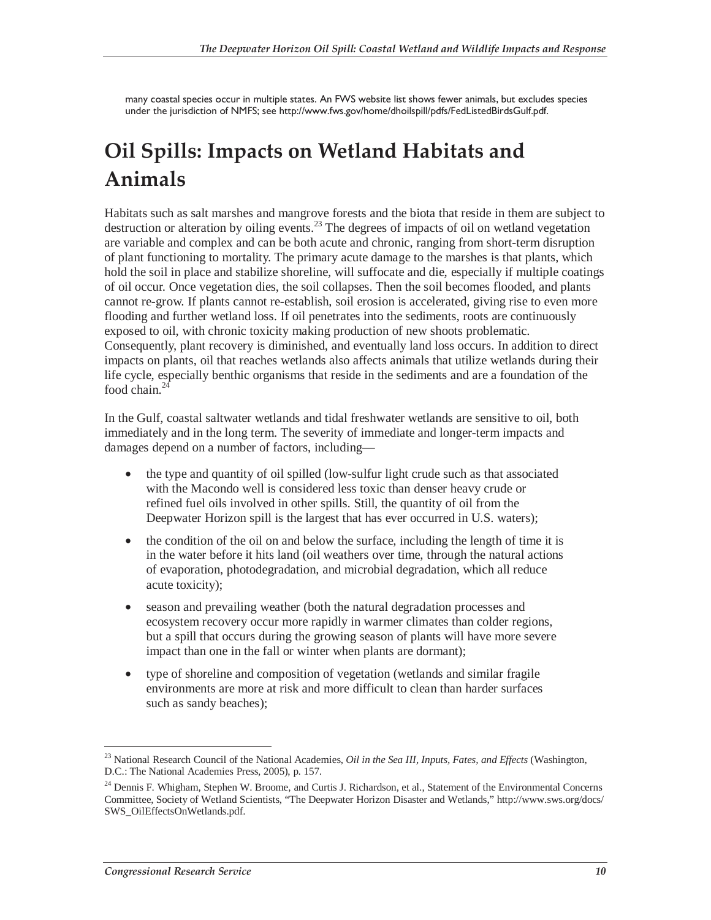many coastal species occur in multiple states. An FWS website list shows fewer animals, but excludes species under the jurisdiction of NMFS; see http://www.fws.gov/home/dhoilspill/pdfs/FedListedBirdsGulf.pdf.

# Oil Spills: Impacts on Wetland Habitats and Animals

Habitats such as salt marshes and mangrove forests and the biota that reside in them are subject to destruction or alteration by oiling events.[23] The degrees of impacts of oil on wetland vegetation are variable and complex and can be both acute and chronic, ranging from short-term disruption of plant functioning to mortality. The primary acute damage to the marshes is that plants, which hold the soil in place and stabilize shoreline, will suffocate and die, especially if multiple coatings of oil occur. Once vegetation dies, the soil collapses. Then the soil becomes flooded, and plants cannot re-grow. If plants cannot re-establish, soil erosion is accelerated, giving rise to even more flooding and further wetland loss. If oil penetrates into the sediments, roots are continuously exposed to oil, with chronic toxicity making production of new shoots problematic. Consequently, plant recovery is diminished, and eventually land loss occurs. In addition to direct impacts on plants, oil that reaches wetlands also affects animals that utilize wetlands during their life cycle, especially benthic organisms that reside in the sediments and are a foundation of the food chain.[24]

In the Gulf, coastal saltwater wetlands and tidal freshwater wetlands are sensitive to oil, both immediately and in the long term. The severity of immediate and longer-term impacts and damages depend on a number of factors, including—

- the type and quantity of oil spilled (low-sulfur light crude such as that associated with the Macondo well is considered less toxic than denser heavy crude or refined fuel oils involved in other spills. Still, the quantity of oil from the Deepwater Horizon spill is the largest that has ever occurred in U.S. waters);
- the condition of the oil on and below the surface, including the length of time it is in the water before it hits land (oil weathers over time, through the natural actions of evaporation, photodegradation, and microbial degradation, which all reduce acute toxicity);
- season and prevailing weather (both the natural degradation processes and ecosystem recovery occur more rapidly in warmer climates than colder regions, but a spill that occurs during the growing season of plants will have more severe impact than one in the fall or winter when plants are dormant);
- type of shoreline and composition of vegetation (wetlands and similar fragile environments are more at risk and more difficult to clean than harder surfaces such as sandy beaches);

[23] National Research Council of the National Academies, *Oil in the Sea III, Inputs, Fates, and Effects* (Washington, D.C.: The National Academies Press, 2005), p. 157.

[24] Dennis F. Whigham, Stephen W. Broome, and Curtis J. Richardson, et al., Statement of the Environmental Concerns Committee, Society of Wetland Scientists, "The Deepwater Horizon Disaster and Wetlands," http://www.sws.org/docs/SWS_OilEffectsOnWetlands.pdf.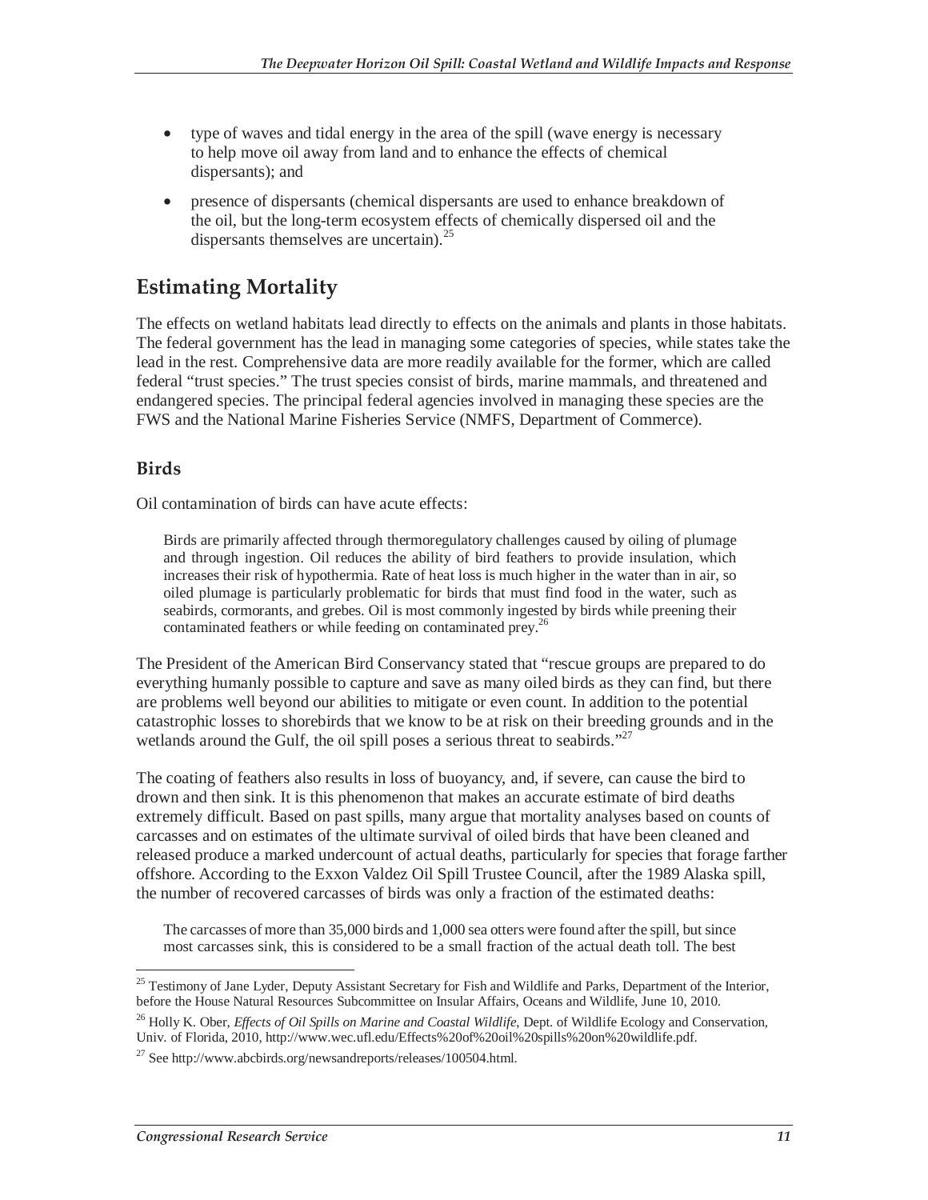- type of waves and tidal energy in the area of the spill (wave energy is necessary to help move oil away from land and to enhance the effects of chemical dispersants); and
- presence of dispersants (chemical dispersants are used to enhance breakdown of the oil, but the long-term ecosystem effects of chemically dispersed oil and the dispersants themselves are uncertain).[25]

## Estimating Mortality

The effects on wetland habitats lead directly to effects on the animals and plants in those habitats. The federal government has the lead in managing some categories of species, while states take the lead in the rest. Comprehensive data are more readily available for the former, which are called federal "trust species." The trust species consist of birds, marine mammals, and threatened and endangered species. The principal federal agencies involved in managing these species are the FWS and the National Marine Fisheries Service (NMFS, Department of Commerce).

### Birds

Oil contamination of birds can have acute effects:

> Birds are primarily affected through thermoregulatory challenges caused by oiling of plumage and through ingestion. Oil reduces the ability of bird feathers to provide insulation, which increases their risk of hypothermia. Rate of heat loss is much higher in the water than in air, so oiled plumage is particularly problematic for birds that must find food in the water, such as seabirds, cormorants, and grebes. Oil is most commonly ingested by birds while preening their contaminated feathers or while feeding on contaminated prey.[26]

The President of the American Bird Conservancy stated that "rescue groups are prepared to do everything humanly possible to capture and save as many oiled birds as they can find, but there are problems well beyond our abilities to mitigate or even count. In addition to the potential catastrophic losses to shorebirds that we know to be at risk on their breeding grounds and in the wetlands around the Gulf, the oil spill poses a serious threat to seabirds."[27]

The coating of feathers also results in loss of buoyancy, and, if severe, can cause the bird to drown and then sink. It is this phenomenon that makes an accurate estimate of bird deaths extremely difficult. Based on past spills, many argue that mortality analyses based on counts of carcasses and on estimates of the ultimate survival of oiled birds that have been cleaned and released produce a marked undercount of actual deaths, particularly for species that forage farther offshore. According to the Exxon Valdez Oil Spill Trustee Council, after the 1989 Alaska spill, the number of recovered carcasses of birds was only a fraction of the estimated deaths:

> The carcasses of more than 35,000 birds and 1,000 sea otters were found after the spill, but since most carcasses sink, this is considered to be a small fraction of the actual death toll. The best

---

[25] Testimony of Jane Lyder, Deputy Assistant Secretary for Fish and Wildlife and Parks, Department of the Interior, before the House Natural Resources Subcommittee on Insular Affairs, Oceans and Wildlife, June 10, 2010.

[26] Holly K. Ober, *Effects of Oil Spills on Marine and Coastal Wildlife*, Dept. of Wildlife Ecology and Conservation, Univ. of Florida, 2010, http://www.wec.ufl.edu/Effects%20of%20oil%20spills%20on%20wildlife.pdf.

[27] See http://www.abcbirds.org/newsandreports/releases/100504.html.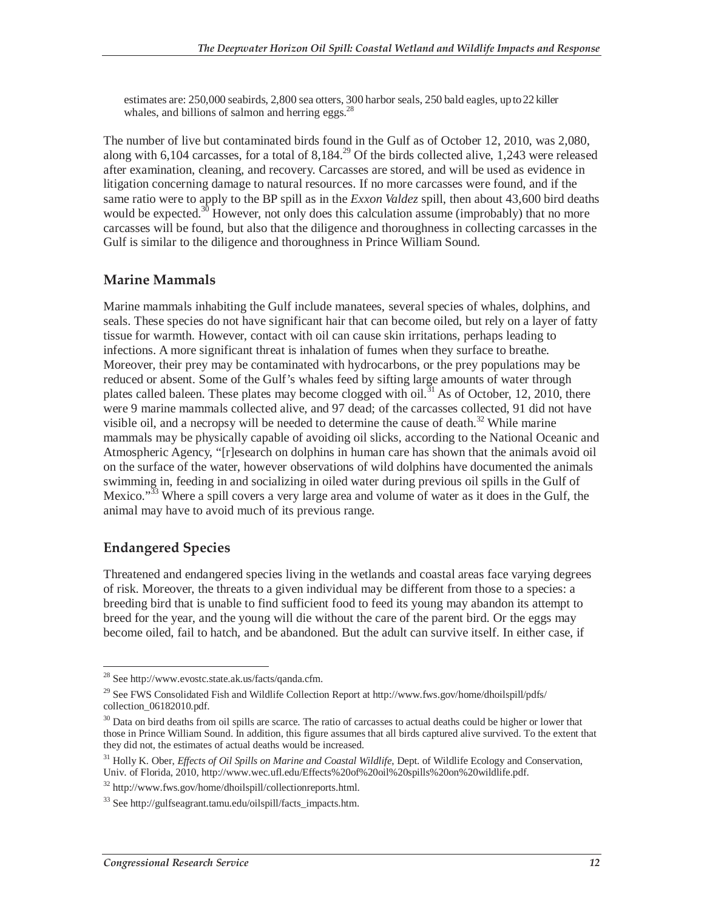estimates are: 250,000 seabirds, 2,800 sea otters, 300 harbor seals, 250 bald eagles, up to 22 killer whales, and billions of salmon and herring eggs.[28]

The number of live but contaminated birds found in the Gulf as of October 12, 2010, was 2,080, along with 6,104 carcasses, for a total of 8,184.[29] Of the birds collected alive, 1,243 were released after examination, cleaning, and recovery. Carcasses are stored, and will be used as evidence in litigation concerning damage to natural resources. If no more carcasses were found, and if the same ratio were to apply to the BP spill as in the *Exxon Valdez* spill, then about 43,600 bird deaths would be expected.[30] However, not only does this calculation assume (improbably) that no more carcasses will be found, but also that the diligence and thoroughness in collecting carcasses in the Gulf is similar to the diligence and thoroughness in Prince William Sound.

## Marine Mammals

Marine mammals inhabiting the Gulf include manatees, several species of whales, dolphins, and seals. These species do not have significant hair that can become oiled, but rely on a layer of fatty tissue for warmth. However, contact with oil can cause skin irritations, perhaps leading to infections. A more significant threat is inhalation of fumes when they surface to breathe. Moreover, their prey may be contaminated with hydrocarbons, or the prey populations may be reduced or absent. Some of the Gulf's whales feed by sifting large amounts of water through plates called baleen. These plates may become clogged with oil.[31] As of October, 12, 2010, there were 9 marine mammals collected alive, and 97 dead; of the carcasses collected, 91 did not have visible oil, and a necropsy will be needed to determine the cause of death.[32] While marine mammals may be physically capable of avoiding oil slicks, according to the National Oceanic and Atmospheric Agency, "[r]esearch on dolphins in human care has shown that the animals avoid oil on the surface of the water, however observations of wild dolphins have documented the animals swimming in, feeding in and socializing in oiled water during previous oil spills in the Gulf of Mexico."[33] Where a spill covers a very large area and volume of water as it does in the Gulf, the animal may have to avoid much of its previous range.

## Endangered Species

Threatened and endangered species living in the wetlands and coastal areas face varying degrees of risk. Moreover, the threats to a given individual may be different from those to a species: a breeding bird that is unable to find sufficient food to feed its young may abandon its attempt to breed for the year, and the young will die without the care of the parent bird. Or the eggs may become oiled, fail to hatch, and be abandoned. But the adult can survive itself. In either case, if

---

[28] See http://www.evostc.state.ak.us/facts/qanda.cfm.

[29] See FWS Consolidated Fish and Wildlife Collection Report at http://www.fws.gov/home/dhoilspill/pdfs/collection_06182010.pdf.

[30] Data on bird deaths from oil spills are scarce. The ratio of carcasses to actual deaths could be higher or lower that those in Prince William Sound. In addition, this figure assumes that all birds captured alive survived. To the extent that they did not, the estimates of actual deaths would be increased.

[31] Holly K. Ober, *Effects of Oil Spills on Marine and Coastal Wildlife*, Dept. of Wildlife Ecology and Conservation, Univ. of Florida, 2010, http://www.wec.ufl.edu/Effects%20of%20oil%20spills%20on%20wildlife.pdf.

[32] http://www.fws.gov/home/dhoilspill/collectionreports.html.

[33] See http://gulfseagrant.tamu.edu/oilspill/facts_impacts.htm.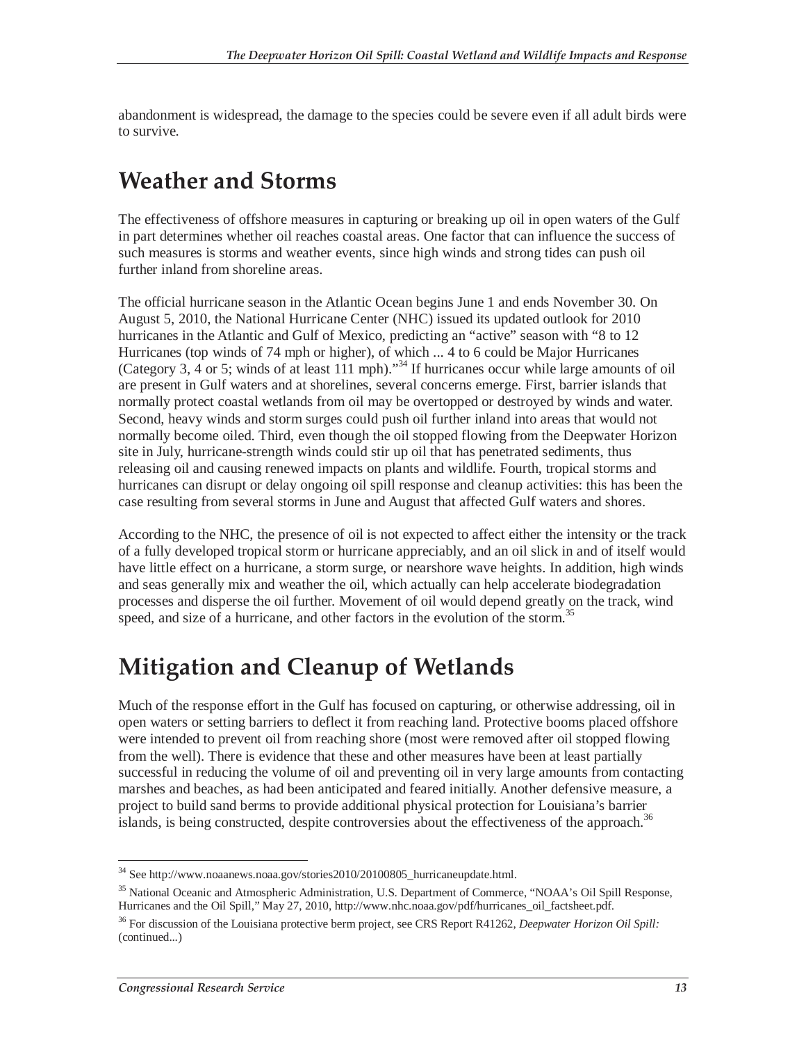abandonment is widespread, the damage to the species could be severe even if all adult birds were to survive.

## Weather and Storms

The effectiveness of offshore measures in capturing or breaking up oil in open waters of the Gulf in part determines whether oil reaches coastal areas. One factor that can influence the success of such measures is storms and weather events, since high winds and strong tides can push oil further inland from shoreline areas.

The official hurricane season in the Atlantic Ocean begins June 1 and ends November 30. On August 5, 2010, the National Hurricane Center (NHC) issued its updated outlook for 2010 hurricanes in the Atlantic and Gulf of Mexico, predicting an "active" season with "8 to 12 Hurricanes (top winds of 74 mph or higher), of which ... 4 to 6 could be Major Hurricanes (Category 3, 4 or 5; winds of at least 111 mph)."[34] If hurricanes occur while large amounts of oil are present in Gulf waters and at shorelines, several concerns emerge. First, barrier islands that normally protect coastal wetlands from oil may be overtopped or destroyed by winds and water. Second, heavy winds and storm surges could push oil further inland into areas that would not normally become oiled. Third, even though the oil stopped flowing from the Deepwater Horizon site in July, hurricane-strength winds could stir up oil that has penetrated sediments, thus releasing oil and causing renewed impacts on plants and wildlife. Fourth, tropical storms and hurricanes can disrupt or delay ongoing oil spill response and cleanup activities: this has been the case resulting from several storms in June and August that affected Gulf waters and shores.

According to the NHC, the presence of oil is not expected to affect either the intensity or the track of a fully developed tropical storm or hurricane appreciably, and an oil slick in and of itself would have little effect on a hurricane, a storm surge, or nearshore wave heights. In addition, high winds and seas generally mix and weather the oil, which actually can help accelerate biodegradation processes and disperse the oil further. Movement of oil would depend greatly on the track, wind speed, and size of a hurricane, and other factors in the evolution of the storm.[35]

## Mitigation and Cleanup of Wetlands

Much of the response effort in the Gulf has focused on capturing, or otherwise addressing, oil in open waters or setting barriers to deflect it from reaching land. Protective booms placed offshore were intended to prevent oil from reaching shore (most were removed after oil stopped flowing from the well). There is evidence that these and other measures have been at least partially successful in reducing the volume of oil and preventing oil in very large amounts from contacting marshes and beaches, as had been anticipated and feared initially. Another defensive measure, a project to build sand berms to provide additional physical protection for Louisiana's barrier islands, is being constructed, despite controversies about the effectiveness of the approach.[36]

---

[34] See http://www.noaanews.noaa.gov/stories2010/20100805_hurricaneupdate.html.

[35] National Oceanic and Atmospheric Administration, U.S. Department of Commerce, "NOAA's Oil Spill Response, Hurricanes and the Oil Spill," May 27, 2010, http://www.nhc.noaa.gov/pdf/hurricanes_oil_factsheet.pdf.

[36] For discussion of the Louisiana protective berm project, see CRS Report R41262, *Deepwater Horizon Oil Spill:* (continued...)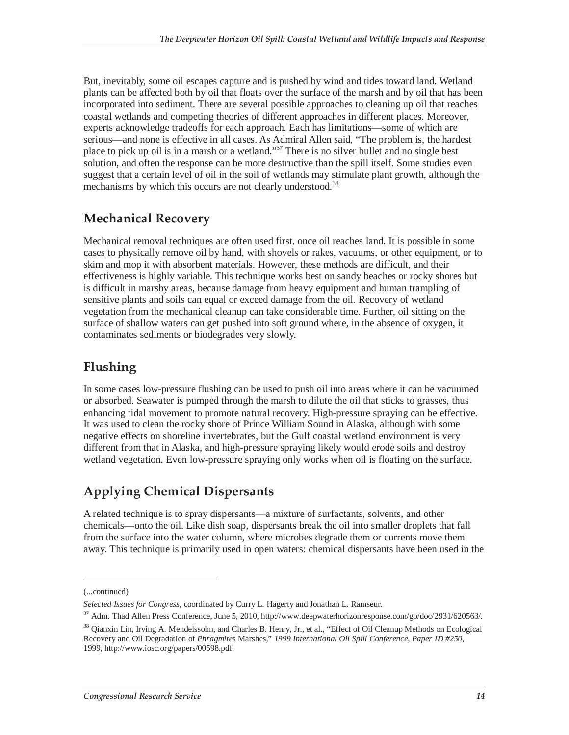But, inevitably, some oil escapes capture and is pushed by wind and tides toward land. Wetland plants can be affected both by oil that floats over the surface of the marsh and by oil that has been incorporated into sediment. There are several possible approaches to cleaning up oil that reaches coastal wetlands and competing theories of different approaches in different places. Moreover, experts acknowledge tradeoffs for each approach. Each has limitations—some of which are serious—and none is effective in all cases. As Admiral Allen said, "The problem is, the hardest place to pick up oil is in a marsh or a wetland."[37] There is no silver bullet and no single best solution, and often the response can be more destructive than the spill itself. Some studies even suggest that a certain level of oil in the soil of wetlands may stimulate plant growth, although the mechanisms by which this occurs are not clearly understood.[38]

## Mechanical Recovery

Mechanical removal techniques are often used first, once oil reaches land. It is possible in some cases to physically remove oil by hand, with shovels or rakes, vacuums, or other equipment, or to skim and mop it with absorbent materials. However, these methods are difficult, and their effectiveness is highly variable. This technique works best on sandy beaches or rocky shores but is difficult in marshy areas, because damage from heavy equipment and human trampling of sensitive plants and soils can equal or exceed damage from the oil. Recovery of wetland vegetation from the mechanical cleanup can take considerable time. Further, oil sitting on the surface of shallow waters can get pushed into soft ground where, in the absence of oxygen, it contaminates sediments or biodegrades very slowly.

## Flushing

In some cases low-pressure flushing can be used to push oil into areas where it can be vacuumed or absorbed. Seawater is pumped through the marsh to dilute the oil that sticks to grasses, thus enhancing tidal movement to promote natural recovery. High-pressure spraying can be effective. It was used to clean the rocky shore of Prince William Sound in Alaska, although with some negative effects on shoreline invertebrates, but the Gulf coastal wetland environment is very different from that in Alaska, and high-pressure spraying likely would erode soils and destroy wetland vegetation. Even low-pressure spraying only works when oil is floating on the surface.

## Applying Chemical Dispersants

A related technique is to spray dispersants—a mixture of surfactants, solvents, and other chemicals—onto the oil. Like dish soap, dispersants break the oil into smaller droplets that fall from the surface into the water column, where microbes degrade them or currents move them away. This technique is primarily used in open waters: chemical dispersants have been used in the

---

(...continued)

*Selected Issues for Congress*, coordinated by Curry L. Hagerty and Jonathan L. Ramseur.

[37] Adm. Thad Allen Press Conference, June 5, 2010, http://www.deepwaterhorizonresponse.com/go/doc/2931/620563/.

[38] Qianxin Lin, Irving A. Mendelssohn, and Charles B. Henry, Jr., et al., "Effect of Oil Cleanup Methods on Ecological Recovery and Oil Degradation of *Phragmites* Marshes," *1999 International Oil Spill Conference, Paper ID #250*, 1999, http://www.iosc.org/papers/00598.pdf.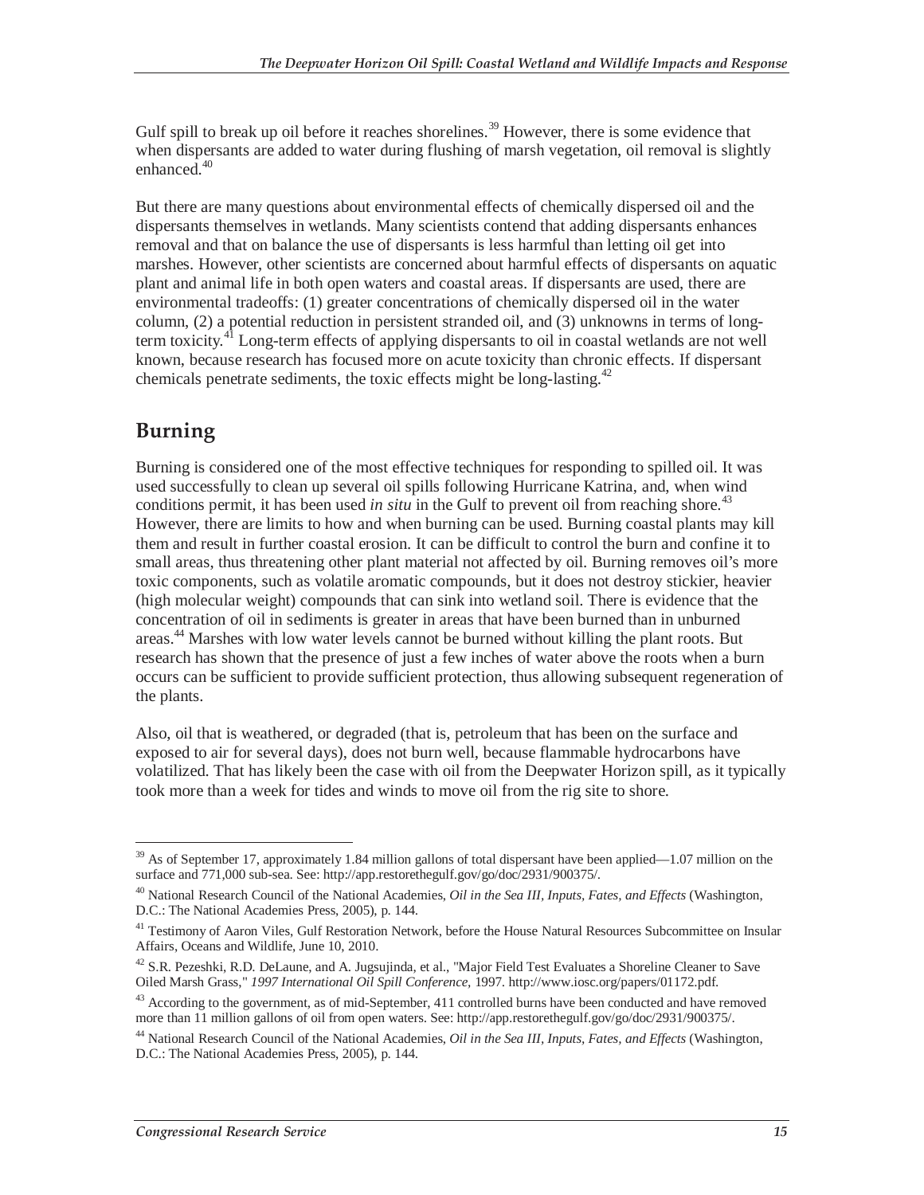Gulf spill to break up oil before it reaches shorelines.[39] However, there is some evidence that when dispersants are added to water during flushing of marsh vegetation, oil removal is slightly enhanced.[40]

But there are many questions about environmental effects of chemically dispersed oil and the dispersants themselves in wetlands. Many scientists contend that adding dispersants enhances removal and that on balance the use of dispersants is less harmful than letting oil get into marshes. However, other scientists are concerned about harmful effects of dispersants on aquatic plant and animal life in both open waters and coastal areas. If dispersants are used, there are environmental tradeoffs: (1) greater concentrations of chemically dispersed oil in the water column, (2) a potential reduction in persistent stranded oil, and (3) unknowns in terms of long-term toxicity.[41] Long-term effects of applying dispersants to oil in coastal wetlands are not well known, because research has focused more on acute toxicity than chronic effects. If dispersant chemicals penetrate sediments, the toxic effects might be long-lasting.[42]

## Burning

Burning is considered one of the most effective techniques for responding to spilled oil. It was used successfully to clean up several oil spills following Hurricane Katrina, and, when wind conditions permit, it has been used *in situ* in the Gulf to prevent oil from reaching shore.[43] However, there are limits to how and when burning can be used. Burning coastal plants may kill them and result in further coastal erosion. It can be difficult to control the burn and confine it to small areas, thus threatening other plant material not affected by oil. Burning removes oil's more toxic components, such as volatile aromatic compounds, but it does not destroy stickier, heavier (high molecular weight) compounds that can sink into wetland soil. There is evidence that the concentration of oil in sediments is greater in areas that have been burned than in unburned areas.[44] Marshes with low water levels cannot be burned without killing the plant roots. But research has shown that the presence of just a few inches of water above the roots when a burn occurs can be sufficient to provide sufficient protection, thus allowing subsequent regeneration of the plants.

Also, oil that is weathered, or degraded (that is, petroleum that has been on the surface and exposed to air for several days), does not burn well, because flammable hydrocarbons have volatilized. That has likely been the case with oil from the Deepwater Horizon spill, as it typically took more than a week for tides and winds to move oil from the rig site to shore.

---

[39] As of September 17, approximately 1.84 million gallons of total dispersant have been applied—1.07 million on the surface and 771,000 sub-sea. See: http://app.restorethegulf.gov/go/doc/2931/900375/.

[40] National Research Council of the National Academies, *Oil in the Sea III, Inputs, Fates, and Effects* (Washington, D.C.: The National Academies Press, 2005), p. 144.

[41] Testimony of Aaron Viles, Gulf Restoration Network, before the House Natural Resources Subcommittee on Insular Affairs, Oceans and Wildlife, June 10, 2010.

[42] S.R. Pezeshki, R.D. DeLaune, and A. Jugsujinda, et al., "Major Field Test Evaluates a Shoreline Cleaner to Save Oiled Marsh Grass," *1997 International Oil Spill Conference*, 1997. http://www.iosc.org/papers/01172.pdf.

[43] According to the government, as of mid-September, 411 controlled burns have been conducted and have removed more than 11 million gallons of oil from open waters. See: http://app.restorethegulf.gov/go/doc/2931/900375/.

[44] National Research Council of the National Academies, *Oil in the Sea III, Inputs, Fates, and Effects* (Washington, D.C.: The National Academies Press, 2005), p. 144.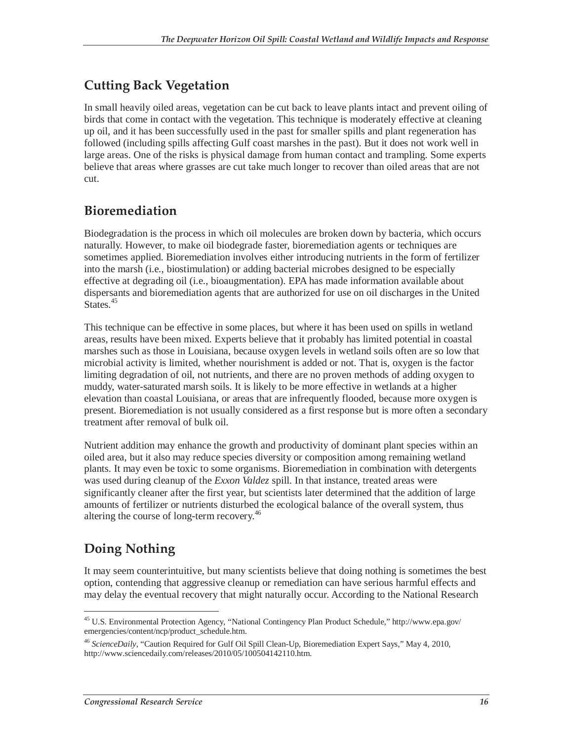## Cutting Back Vegetation

In small heavily oiled areas, vegetation can be cut back to leave plants intact and prevent oiling of birds that come in contact with the vegetation. This technique is moderately effective at cleaning up oil, and it has been successfully used in the past for smaller spills and plant regeneration has followed (including spills affecting Gulf coast marshes in the past). But it does not work well in large areas. One of the risks is physical damage from human contact and trampling. Some experts believe that areas where grasses are cut take much longer to recover than oiled areas that are not cut.

## Bioremediation

Biodegradation is the process in which oil molecules are broken down by bacteria, which occurs naturally. However, to make oil biodegrade faster, bioremediation agents or techniques are sometimes applied. Bioremediation involves either introducing nutrients in the form of fertilizer into the marsh (i.e., biostimulation) or adding bacterial microbes designed to be especially effective at degrading oil (i.e., bioaugmentation). EPA has made information available about dispersants and bioremediation agents that are authorized for use on oil discharges in the United States.[45]

This technique can be effective in some places, but where it has been used on spills in wetland areas, results have been mixed. Experts believe that it probably has limited potential in coastal marshes such as those in Louisiana, because oxygen levels in wetland soils often are so low that microbial activity is limited, whether nourishment is added or not. That is, oxygen is the factor limiting degradation of oil, not nutrients, and there are no proven methods of adding oxygen to muddy, water-saturated marsh soils. It is likely to be more effective in wetlands at a higher elevation than coastal Louisiana, or areas that are infrequently flooded, because more oxygen is present. Bioremediation is not usually considered as a first response but is more often a secondary treatment after removal of bulk oil.

Nutrient addition may enhance the growth and productivity of dominant plant species within an oiled area, but it also may reduce species diversity or composition among remaining wetland plants. It may even be toxic to some organisms. Bioremediation in combination with detergents was used during cleanup of the *Exxon Valdez* spill. In that instance, treated areas were significantly cleaner after the first year, but scientists later determined that the addition of large amounts of fertilizer or nutrients disturbed the ecological balance of the overall system, thus altering the course of long-term recovery.[46]

## Doing Nothing

It may seem counterintuitive, but many scientists believe that doing nothing is sometimes the best option, contending that aggressive cleanup or remediation can have serious harmful effects and may delay the eventual recovery that might naturally occur. According to the National Research

---

[45] U.S. Environmental Protection Agency, "National Contingency Plan Product Schedule," http://www.epa.gov/emergencies/content/ncp/product_schedule.htm.

[46] *ScienceDaily*, "Caution Required for Gulf Oil Spill Clean-Up, Bioremediation Expert Says," May 4, 2010, http://www.sciencedaily.com/releases/2010/05/100504142110.htm.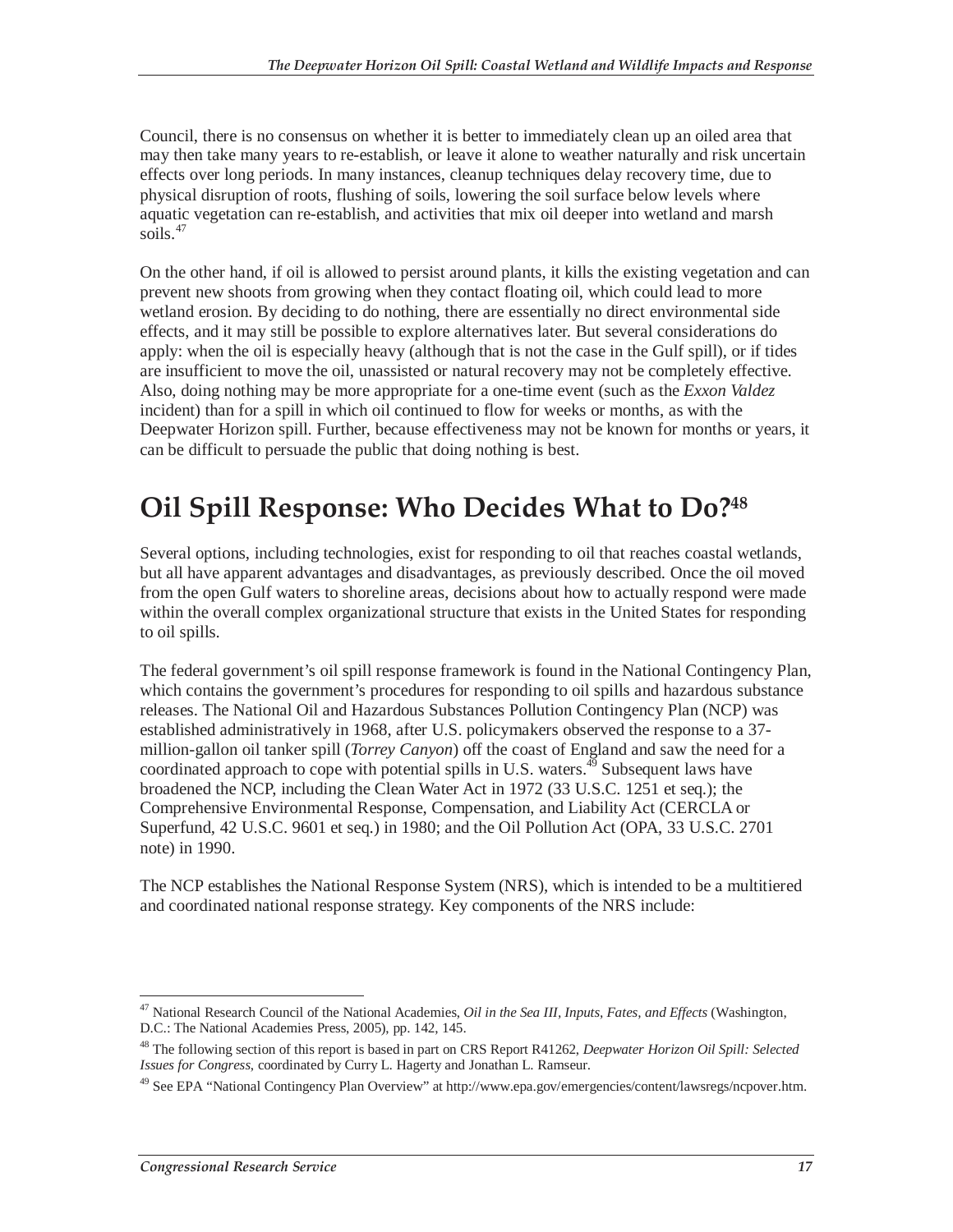Council, there is no consensus on whether it is better to immediately clean up an oiled area that may then take many years to re-establish, or leave it alone to weather naturally and risk uncertain effects over long periods. In many instances, cleanup techniques delay recovery time, due to physical disruption of roots, flushing of soils, lowering the soil surface below levels where aquatic vegetation can re-establish, and activities that mix oil deeper into wetland and marsh soils.[47]

On the other hand, if oil is allowed to persist around plants, it kills the existing vegetation and can prevent new shoots from growing when they contact floating oil, which could lead to more wetland erosion. By deciding to do nothing, there are essentially no direct environmental side effects, and it may still be possible to explore alternatives later. But several considerations do apply: when the oil is especially heavy (although that is not the case in the Gulf spill), or if tides are insufficient to move the oil, unassisted or natural recovery may not be completely effective. Also, doing nothing may be more appropriate for a one-time event (such as the *Exxon Valdez* incident) than for a spill in which oil continued to flow for weeks or months, as with the Deepwater Horizon spill. Further, because effectiveness may not be known for months or years, it can be difficult to persuade the public that doing nothing is best.

# Oil Spill Response: Who Decides What to Do?[48]

Several options, including technologies, exist for responding to oil that reaches coastal wetlands, but all have apparent advantages and disadvantages, as previously described. Once the oil moved from the open Gulf waters to shoreline areas, decisions about how to actually respond were made within the overall complex organizational structure that exists in the United States for responding to oil spills.

The federal government's oil spill response framework is found in the National Contingency Plan, which contains the government's procedures for responding to oil spills and hazardous substance releases. The National Oil and Hazardous Substances Pollution Contingency Plan (NCP) was established administratively in 1968, after U.S. policymakers observed the response to a 37-million-gallon oil tanker spill (*Torrey Canyon*) off the coast of England and saw the need for a coordinated approach to cope with potential spills in U.S. waters.[49] Subsequent laws have broadened the NCP, including the Clean Water Act in 1972 (33 U.S.C. 1251 et seq.); the Comprehensive Environmental Response, Compensation, and Liability Act (CERCLA or Superfund, 42 U.S.C. 9601 et seq.) in 1980; and the Oil Pollution Act (OPA, 33 U.S.C. 2701 note) in 1990.

The NCP establishes the National Response System (NRS), which is intended to be a multitiered and coordinated national response strategy. Key components of the NRS include:

---

[47] National Research Council of the National Academies, *Oil in the Sea III, Inputs, Fates, and Effects* (Washington, D.C.: The National Academies Press, 2005), pp. 142, 145.

[48] The following section of this report is based in part on CRS Report R41262, *Deepwater Horizon Oil Spill: Selected Issues for Congress*, coordinated by Curry L. Hagerty and Jonathan L. Ramseur.

[49] See EPA "National Contingency Plan Overview" at http://www.epa.gov/emergencies/content/lawsregs/ncpover.htm.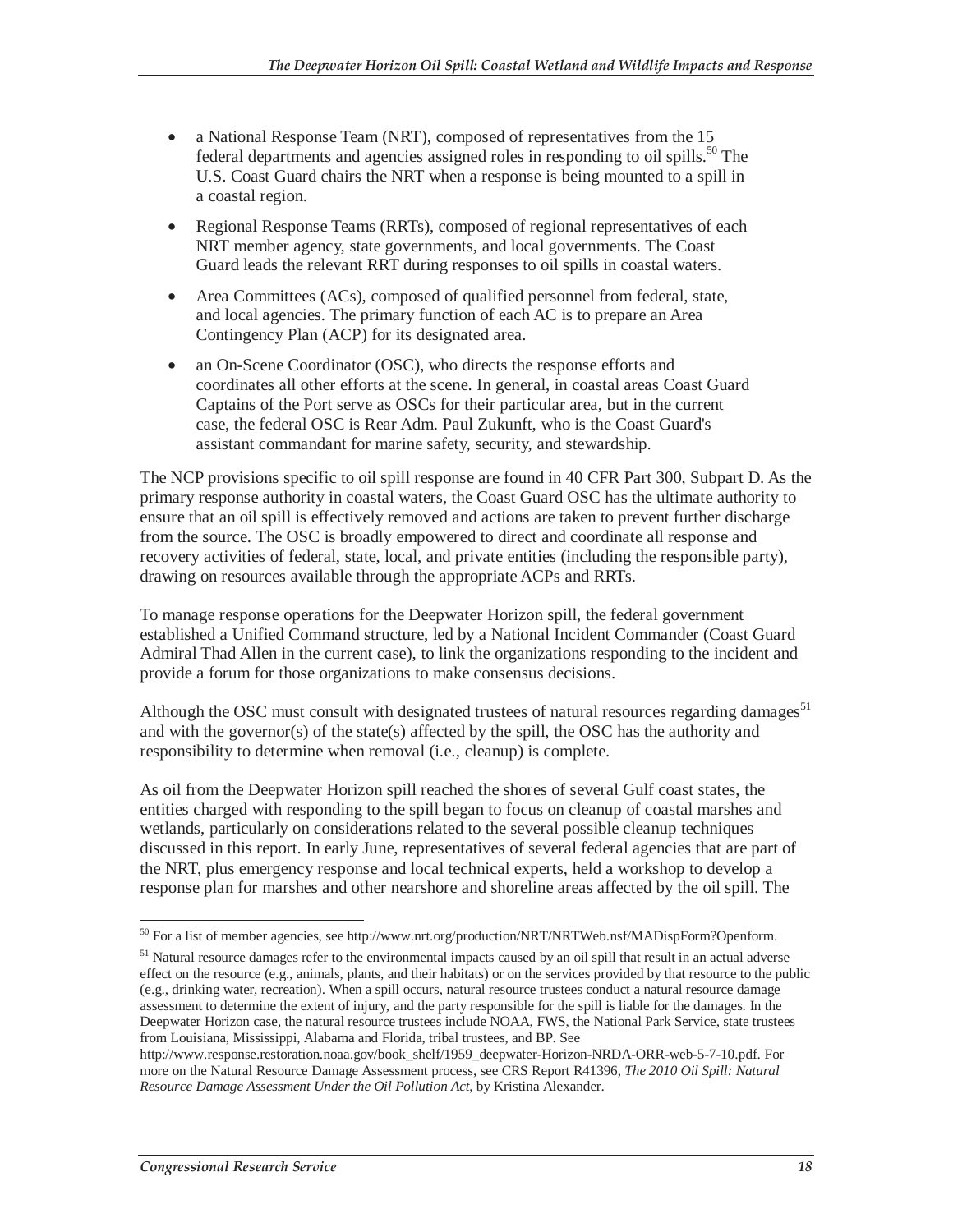- a National Response Team (NRT), composed of representatives from the 15 federal departments and agencies assigned roles in responding to oil spills.[50] The U.S. Coast Guard chairs the NRT when a response is being mounted to a spill in a coastal region.
- Regional Response Teams (RRTs), composed of regional representatives of each NRT member agency, state governments, and local governments. The Coast Guard leads the relevant RRT during responses to oil spills in coastal waters.
- Area Committees (ACs), composed of qualified personnel from federal, state, and local agencies. The primary function of each AC is to prepare an Area Contingency Plan (ACP) for its designated area.
- an On-Scene Coordinator (OSC), who directs the response efforts and coordinates all other efforts at the scene. In general, in coastal areas Coast Guard Captains of the Port serve as OSCs for their particular area, but in the current case, the federal OSC is Rear Adm. Paul Zukunft, who is the Coast Guard's assistant commandant for marine safety, security, and stewardship.

The NCP provisions specific to oil spill response are found in 40 CFR Part 300, Subpart D. As the primary response authority in coastal waters, the Coast Guard OSC has the ultimate authority to ensure that an oil spill is effectively removed and actions are taken to prevent further discharge from the source. The OSC is broadly empowered to direct and coordinate all response and recovery activities of federal, state, local, and private entities (including the responsible party), drawing on resources available through the appropriate ACPs and RRTs.

To manage response operations for the Deepwater Horizon spill, the federal government established a Unified Command structure, led by a National Incident Commander (Coast Guard Admiral Thad Allen in the current case), to link the organizations responding to the incident and provide a forum for those organizations to make consensus decisions.

Although the OSC must consult with designated trustees of natural resources regarding damages[51] and with the governor(s) of the state(s) affected by the spill, the OSC has the authority and responsibility to determine when removal (i.e., cleanup) is complete.

As oil from the Deepwater Horizon spill reached the shores of several Gulf coast states, the entities charged with responding to the spill began to focus on cleanup of coastal marshes and wetlands, particularly on considerations related to the several possible cleanup techniques discussed in this report. In early June, representatives of several federal agencies that are part of the NRT, plus emergency response and local technical experts, held a workshop to develop a response plan for marshes and other nearshore and shoreline areas affected by the oil spill. The

---

[50] For a list of member agencies, see http://www.nrt.org/production/NRT/NRTWeb.nsf/MADispForm?Openform.

[51] Natural resource damages refer to the environmental impacts caused by an oil spill that result in an actual adverse effect on the resource (e.g., animals, plants, and their habitats) or on the services provided by that resource to the public (e.g., drinking water, recreation). When a spill occurs, natural resource trustees conduct a natural resource damage assessment to determine the extent of injury, and the party responsible for the spill is liable for the damages. In the Deepwater Horizon case, the natural resource trustees include NOAA, FWS, the National Park Service, state trustees from Louisiana, Mississippi, Alabama and Florida, tribal trustees, and BP. See http://www.response.restoration.noaa.gov/book_shelf/1959_deepwater-Horizon-NRDA-ORR-web-5-7-10.pdf. For more on the Natural Resource Damage Assessment process, see CRS Report R41396, *The 2010 Oil Spill: Natural Resource Damage Assessment Under the Oil Pollution Act*, by Kristina Alexander.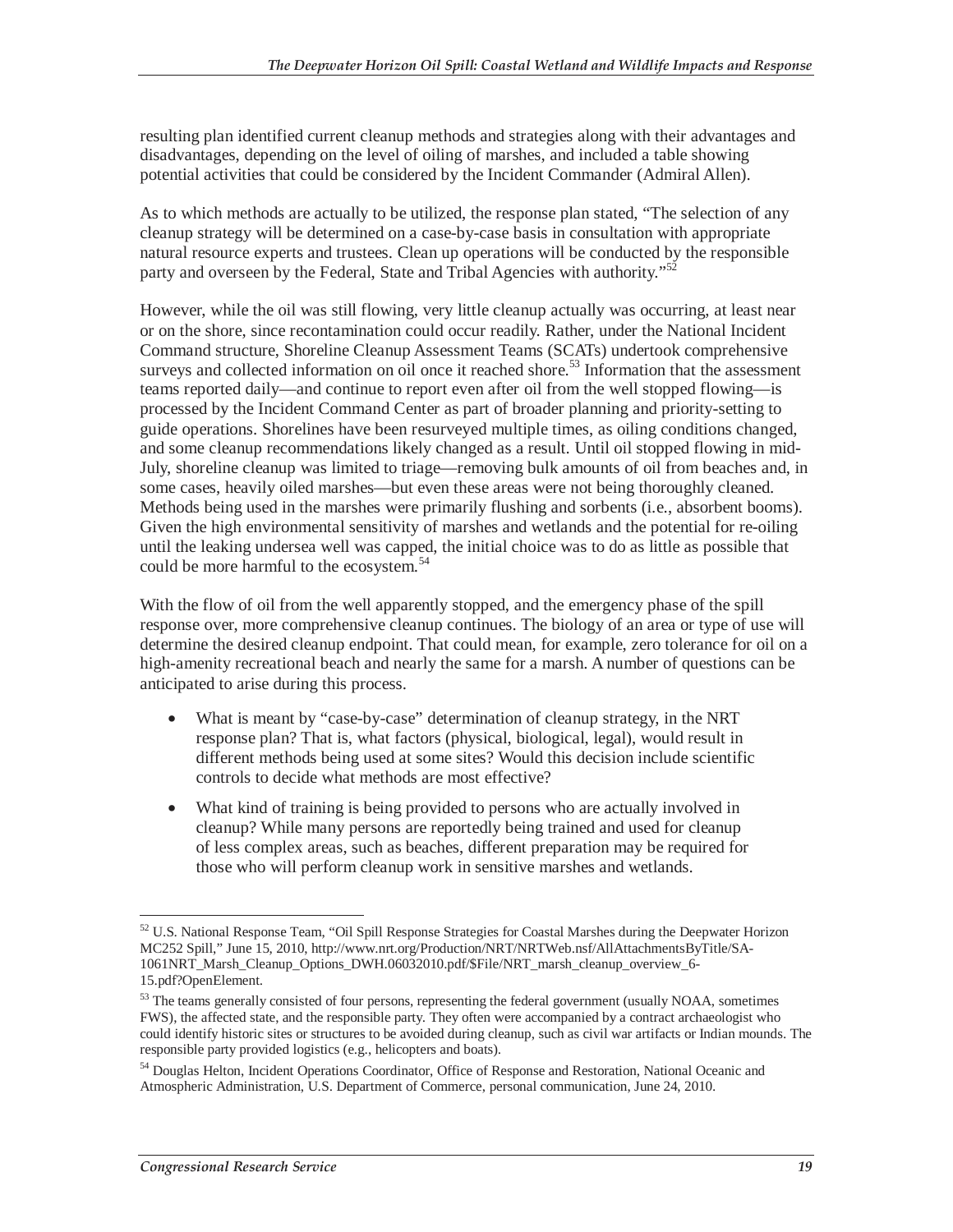resulting plan identified current cleanup methods and strategies along with their advantages and disadvantages, depending on the level of oiling of marshes, and included a table showing potential activities that could be considered by the Incident Commander (Admiral Allen).

As to which methods are actually to be utilized, the response plan stated, "The selection of any cleanup strategy will be determined on a case-by-case basis in consultation with appropriate natural resource experts and trustees. Clean up operations will be conducted by the responsible party and overseen by the Federal, State and Tribal Agencies with authority."[52]

However, while the oil was still flowing, very little cleanup actually was occurring, at least near or on the shore, since recontamination could occur readily. Rather, under the National Incident Command structure, Shoreline Cleanup Assessment Teams (SCATs) undertook comprehensive surveys and collected information on oil once it reached shore.[53] Information that the assessment teams reported daily—and continue to report even after oil from the well stopped flowing—is processed by the Incident Command Center as part of broader planning and priority-setting to guide operations. Shorelines have been resurveyed multiple times, as oiling conditions changed, and some cleanup recommendations likely changed as a result. Until oil stopped flowing in mid-July, shoreline cleanup was limited to triage—removing bulk amounts of oil from beaches and, in some cases, heavily oiled marshes—but even these areas were not being thoroughly cleaned. Methods being used in the marshes were primarily flushing and sorbents (i.e., absorbent booms). Given the high environmental sensitivity of marshes and wetlands and the potential for re-oiling until the leaking undersea well was capped, the initial choice was to do as little as possible that could be more harmful to the ecosystem.[54]

With the flow of oil from the well apparently stopped, and the emergency phase of the spill response over, more comprehensive cleanup continues. The biology of an area or type of use will determine the desired cleanup endpoint. That could mean, for example, zero tolerance for oil on a high-amenity recreational beach and nearly the same for a marsh. A number of questions can be anticipated to arise during this process.

- What is meant by "case-by-case" determination of cleanup strategy, in the NRT response plan? That is, what factors (physical, biological, legal), would result in different methods being used at some sites? Would this decision include scientific controls to decide what methods are most effective?
- What kind of training is being provided to persons who are actually involved in cleanup? While many persons are reportedly being trained and used for cleanup of less complex areas, such as beaches, different preparation may be required for those who will perform cleanup work in sensitive marshes and wetlands.

---

[52] U.S. National Response Team, "Oil Spill Response Strategies for Coastal Marshes during the Deepwater Horizon MC252 Spill," June 15, 2010, http://www.nrt.org/Production/NRT/NRTWeb.nsf/AllAttachmentsByTitle/SA-1061NRT_Marsh_Cleanup_Options_DWH.06032010.pdf/$File/NRT_marsh_cleanup_overview_6-15.pdf?OpenElement.

[53] The teams generally consisted of four persons, representing the federal government (usually NOAA, sometimes FWS), the affected state, and the responsible party. They often were accompanied by a contract archaeologist who could identify historic sites or structures to be avoided during cleanup, such as civil war artifacts or Indian mounds. The responsible party provided logistics (e.g., helicopters and boats).

[54] Douglas Helton, Incident Operations Coordinator, Office of Response and Restoration, National Oceanic and Atmospheric Administration, U.S. Department of Commerce, personal communication, June 24, 2010.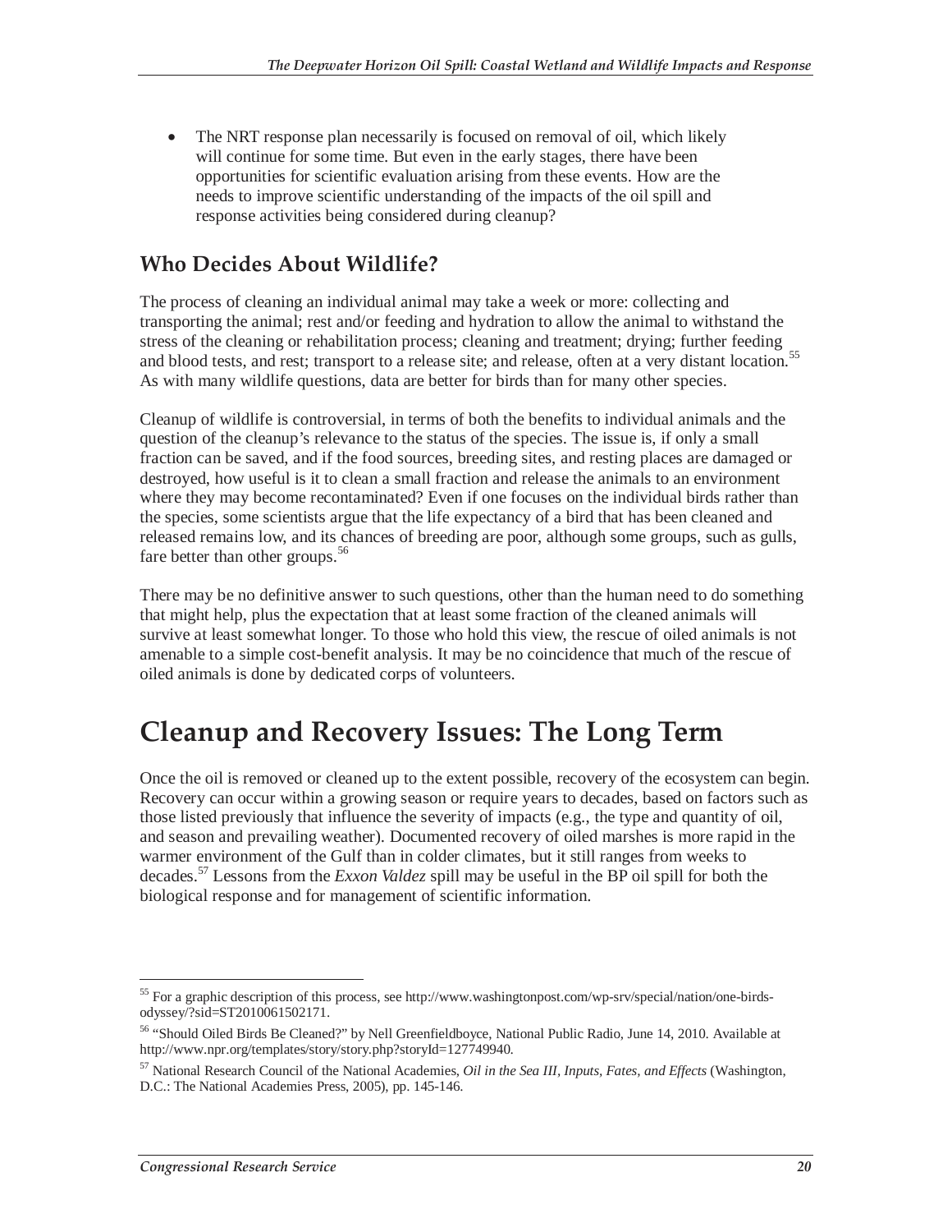- The NRT response plan necessarily is focused on removal of oil, which likely will continue for some time. But even in the early stages, there have been opportunities for scientific evaluation arising from these events. How are the needs to improve scientific understanding of the impacts of the oil spill and response activities being considered during cleanup?

### Who Decides About Wildlife?

The process of cleaning an individual animal may take a week or more: collecting and transporting the animal; rest and/or feeding and hydration to allow the animal to withstand the stress of the cleaning or rehabilitation process; cleaning and treatment; drying; further feeding and blood tests, and rest; transport to a release site; and release, often at a very distant location.[55] As with many wildlife questions, data are better for birds than for many other species.

Cleanup of wildlife is controversial, in terms of both the benefits to individual animals and the question of the cleanup's relevance to the status of the species. The issue is, if only a small fraction can be saved, and if the food sources, breeding sites, and resting places are damaged or destroyed, how useful is it to clean a small fraction and release the animals to an environment where they may become recontaminated? Even if one focuses on the individual birds rather than the species, some scientists argue that the life expectancy of a bird that has been cleaned and released remains low, and its chances of breeding are poor, although some groups, such as gulls, fare better than other groups.[56]

There may be no definitive answer to such questions, other than the human need to do something that might help, plus the expectation that at least some fraction of the cleaned animals will survive at least somewhat longer. To those who hold this view, the rescue of oiled animals is not amenable to a simple cost-benefit analysis. It may be no coincidence that much of the rescue of oiled animals is done by dedicated corps of volunteers.

## Cleanup and Recovery Issues: The Long Term

Once the oil is removed or cleaned up to the extent possible, recovery of the ecosystem can begin. Recovery can occur within a growing season or require years to decades, based on factors such as those listed previously that influence the severity of impacts (e.g., the type and quantity of oil, and season and prevailing weather). Documented recovery of oiled marshes is more rapid in the warmer environment of the Gulf than in colder climates, but it still ranges from weeks to decades.[57] Lessons from the *Exxon Valdez* spill may be useful in the BP oil spill for both the biological response and for management of scientific information.

---

[55] For a graphic description of this process, see http://www.washingtonpost.com/wp-srv/special/nation/one-birds-odyssey/?sid=ST2010061502171.

[56] "Should Oiled Birds Be Cleaned?" by Nell Greenfieldboyce, National Public Radio, June 14, 2010. Available at http://www.npr.org/templates/story/story.php?storyId=127749940.

[57] National Research Council of the National Academies, *Oil in the Sea III, Inputs, Fates, and Effects* (Washington, D.C.: The National Academies Press, 2005), pp. 145-146.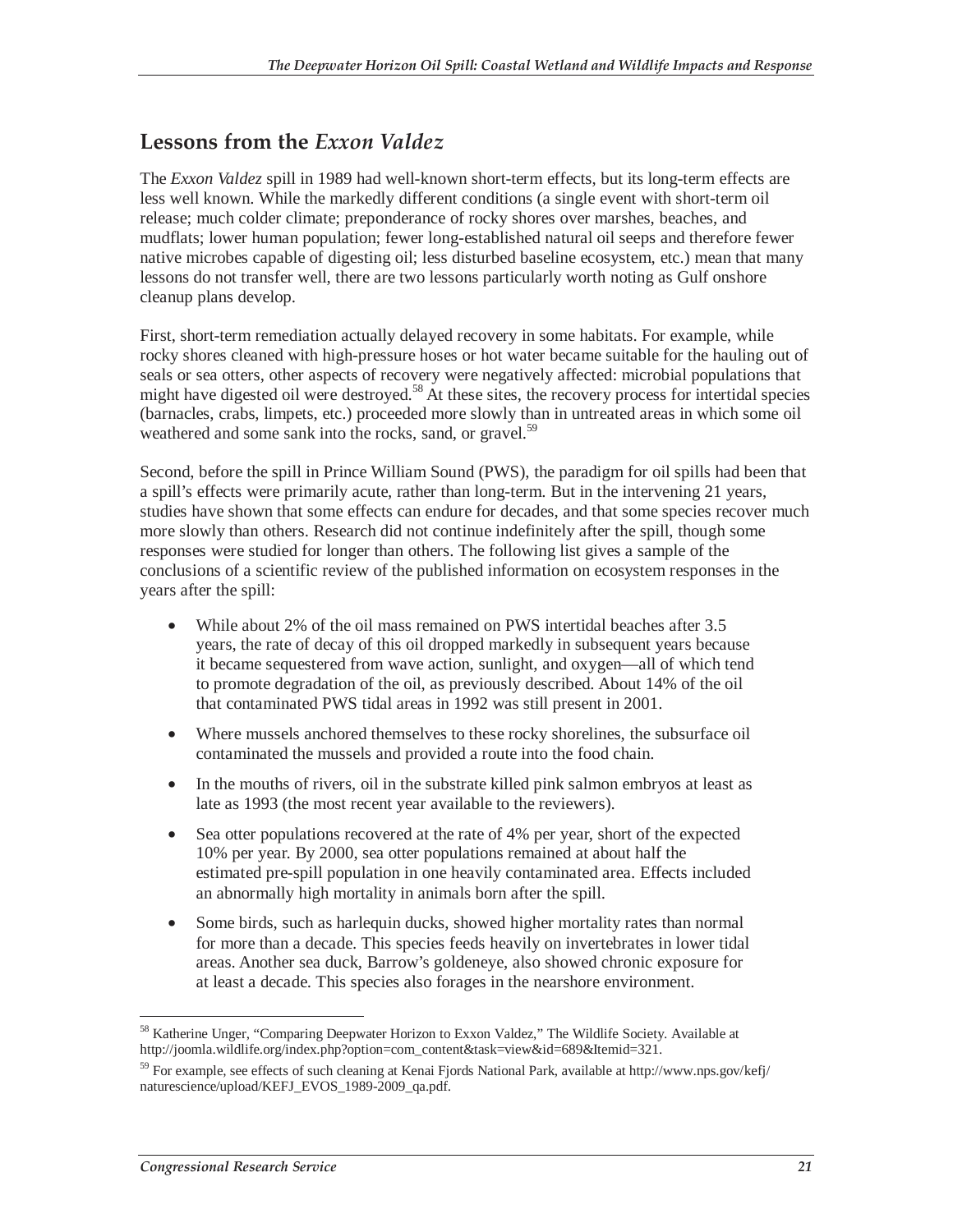## Lessons from the *Exxon Valdez*

The *Exxon Valdez* spill in 1989 had well-known short-term effects, but its long-term effects are less well known. While the markedly different conditions (a single event with short-term oil release; much colder climate; preponderance of rocky shores over marshes, beaches, and mudflats; lower human population; fewer long-established natural oil seeps and therefore fewer native microbes capable of digesting oil; less disturbed baseline ecosystem, etc.) mean that many lessons do not transfer well, there are two lessons particularly worth noting as Gulf onshore cleanup plans develop.

First, short-term remediation actually delayed recovery in some habitats. For example, while rocky shores cleaned with high-pressure hoses or hot water became suitable for the hauling out of seals or sea otters, other aspects of recovery were negatively affected: microbial populations that might have digested oil were destroyed.[58] At these sites, the recovery process for intertidal species (barnacles, crabs, limpets, etc.) proceeded more slowly than in untreated areas in which some oil weathered and some sank into the rocks, sand, or gravel.[59]

Second, before the spill in Prince William Sound (PWS), the paradigm for oil spills had been that a spill's effects were primarily acute, rather than long-term. But in the intervening 21 years, studies have shown that some effects can endure for decades, and that some species recover much more slowly than others. Research did not continue indefinitely after the spill, though some responses were studied for longer than others. The following list gives a sample of the conclusions of a scientific review of the published information on ecosystem responses in the years after the spill:

- While about 2% of the oil mass remained on PWS intertidal beaches after 3.5 years, the rate of decay of this oil dropped markedly in subsequent years because it became sequestered from wave action, sunlight, and oxygen—all of which tend to promote degradation of the oil, as previously described. About 14% of the oil that contaminated PWS tidal areas in 1992 was still present in 2001.
- Where mussels anchored themselves to these rocky shorelines, the subsurface oil contaminated the mussels and provided a route into the food chain.
- In the mouths of rivers, oil in the substrate killed pink salmon embryos at least as late as 1993 (the most recent year available to the reviewers).
- Sea otter populations recovered at the rate of 4% per year, short of the expected 10% per year. By 2000, sea otter populations remained at about half the estimated pre-spill population in one heavily contaminated area. Effects included an abnormally high mortality in animals born after the spill.
- Some birds, such as harlequin ducks, showed higher mortality rates than normal for more than a decade. This species feeds heavily on invertebrates in lower tidal areas. Another sea duck, Barrow's goldeneye, also showed chronic exposure for at least a decade. This species also forages in the nearshore environment.

---

[58] Katherine Unger, "Comparing Deepwater Horizon to Exxon Valdez," The Wildlife Society. Available at http://joomla.wildlife.org/index.php?option=com_content&task=view&id=689&Itemid=321.

[59] For example, see effects of such cleaning at Kenai Fjords National Park, available at http://www.nps.gov/kefj/naturescience/upload/KEFJ_EVOS_1989-2009_qa.pdf.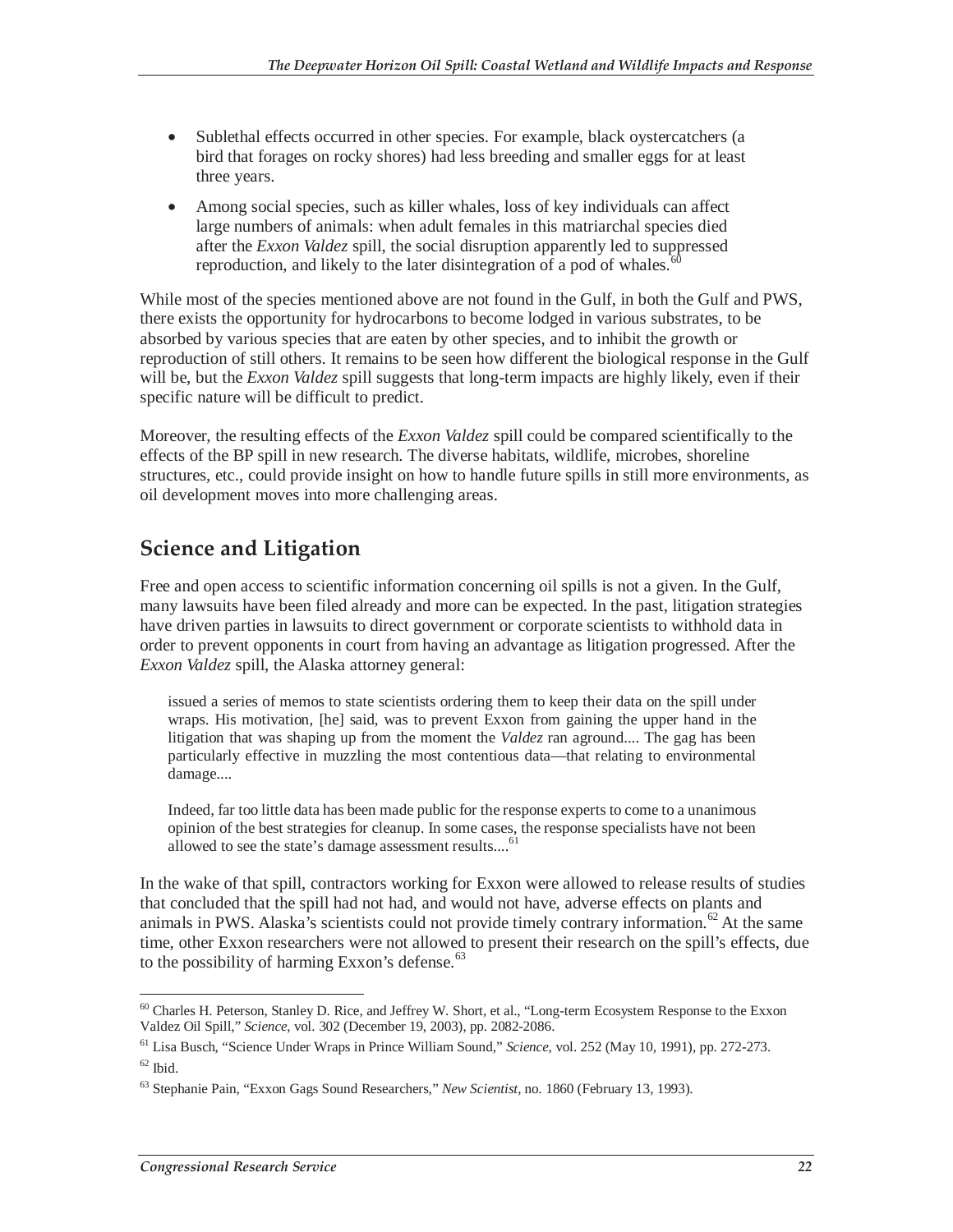- Sublethal effects occurred in other species. For example, black oystercatchers (a bird that forages on rocky shores) had less breeding and smaller eggs for at least three years.
- Among social species, such as killer whales, loss of key individuals can affect large numbers of animals: when adult females in this matriarchal species died after the *Exxon Valdez* spill, the social disruption apparently led to suppressed reproduction, and likely to the later disintegration of a pod of whales.[60]

While most of the species mentioned above are not found in the Gulf, in both the Gulf and PWS, there exists the opportunity for hydrocarbons to become lodged in various substrates, to be absorbed by various species that are eaten by other species, and to inhibit the growth or reproduction of still others. It remains to be seen how different the biological response in the Gulf will be, but the *Exxon Valdez* spill suggests that long-term impacts are highly likely, even if their specific nature will be difficult to predict.

Moreover, the resulting effects of the *Exxon Valdez* spill could be compared scientifically to the effects of the BP spill in new research. The diverse habitats, wildlife, microbes, shoreline structures, etc., could provide insight on how to handle future spills in still more environments, as oil development moves into more challenging areas.

## Science and Litigation

Free and open access to scientific information concerning oil spills is not a given. In the Gulf, many lawsuits have been filed already and more can be expected. In the past, litigation strategies have driven parties in lawsuits to direct government or corporate scientists to withhold data in order to prevent opponents in court from having an advantage as litigation progressed. After the *Exxon Valdez* spill, the Alaska attorney general:

> issued a series of memos to state scientists ordering them to keep their data on the spill under wraps. His motivation, [he] said, was to prevent Exxon from gaining the upper hand in the litigation that was shaping up from the moment the *Valdez* ran aground.... The gag has been particularly effective in muzzling the most contentious data—that relating to environmental damage....
>
> Indeed, far too little data has been made public for the response experts to come to a unanimous opinion of the best strategies for cleanup. In some cases, the response specialists have not been allowed to see the state's damage assessment results....[61]

In the wake of that spill, contractors working for Exxon were allowed to release results of studies that concluded that the spill had not had, and would not have, adverse effects on plants and animals in PWS. Alaska's scientists could not provide timely contrary information.[62] At the same time, other Exxon researchers were not allowed to present their research on the spill's effects, due to the possibility of harming Exxon's defense.[63]

---

[60] Charles H. Peterson, Stanley D. Rice, and Jeffrey W. Short, et al., "Long-term Ecosystem Response to the Exxon Valdez Oil Spill," *Science*, vol. 302 (December 19, 2003), pp. 2082-2086.

[61] Lisa Busch, "Science Under Wraps in Prince William Sound," *Science,* vol. 252 (May 10, 1991), pp. 272-273.

[62] Ibid.

[63] Stephanie Pain, "Exxon Gags Sound Researchers," *New Scientist*, no. 1860 (February 13, 1993).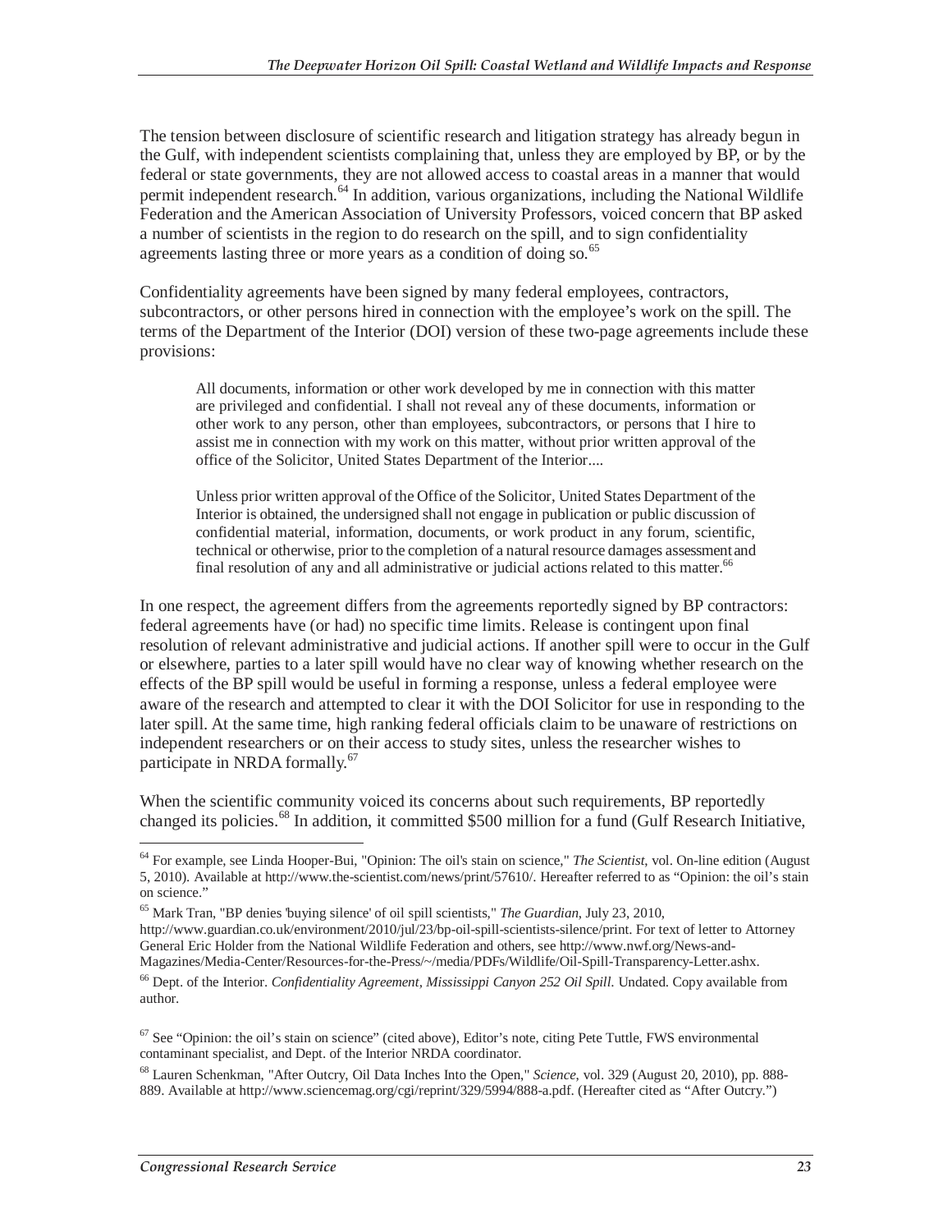The tension between disclosure of scientific research and litigation strategy has already begun in the Gulf, with independent scientists complaining that, unless they are employed by BP, or by the federal or state governments, they are not allowed access to coastal areas in a manner that would permit independent research.[64] In addition, various organizations, including the National Wildlife Federation and the American Association of University Professors, voiced concern that BP asked a number of scientists in the region to do research on the spill, and to sign confidentiality agreements lasting three or more years as a condition of doing so.[65]

Confidentiality agreements have been signed by many federal employees, contractors, subcontractors, or other persons hired in connection with the employee's work on the spill. The terms of the Department of the Interior (DOI) version of these two-page agreements include these provisions:

> All documents, information or other work developed by me in connection with this matter are privileged and confidential. I shall not reveal any of these documents, information or other work to any person, other than employees, subcontractors, or persons that I hire to assist me in connection with my work on this matter, without prior written approval of the office of the Solicitor, United States Department of the Interior....
>
> Unless prior written approval of the Office of the Solicitor, United States Department of the Interior is obtained, the undersigned shall not engage in publication or public discussion of confidential material, information, documents, or work product in any forum, scientific, technical or otherwise, prior to the completion of a natural resource damages assessment and final resolution of any and all administrative or judicial actions related to this matter.[66]

In one respect, the agreement differs from the agreements reportedly signed by BP contractors: federal agreements have (or had) no specific time limits. Release is contingent upon final resolution of relevant administrative and judicial actions. If another spill were to occur in the Gulf or elsewhere, parties to a later spill would have no clear way of knowing whether research on the effects of the BP spill would be useful in forming a response, unless a federal employee were aware of the research and attempted to clear it with the DOI Solicitor for use in responding to the later spill. At the same time, high ranking federal officials claim to be unaware of restrictions on independent researchers or on their access to study sites, unless the researcher wishes to participate in NRDA formally.[67]

When the scientific community voiced its concerns about such requirements, BP reportedly changed its policies.[68] In addition, it committed $500 million for a fund (Gulf Research Initiative,

---

[64] For example, see Linda Hooper-Bui, "Opinion: The oil's stain on science," *The Scientist*, vol. On-line edition (August 5, 2010). Available at http://www.the-scientist.com/news/print/57610/. Hereafter referred to as "Opinion: the oil's stain on science."

[65] Mark Tran, "BP denies 'buying silence' of oil spill scientists," *The Guardian*, July 23, 2010, http://www.guardian.co.uk/environment/2010/jul/23/bp-oil-spill-scientists-silence/print. For text of letter to Attorney General Eric Holder from the National Wildlife Federation and others, see http://www.nwf.org/News-and-Magazines/Media-Center/Resources-for-the-Press/~/media/PDFs/Wildlife/Oil-Spill-Transparency-Letter.ashx.

[66] Dept. of the Interior. *Confidentiality Agreement, Mississippi Canyon 252 Oil Spill.* Undated. Copy available from author.

[67] See "Opinion: the oil's stain on science" (cited above), Editor's note, citing Pete Tuttle, FWS environmental contaminant specialist, and Dept. of the Interior NRDA coordinator.

[68] Lauren Schenkman, "After Outcry, Oil Data Inches Into the Open," *Science*, vol. 329 (August 20, 2010), pp. 888-889. Available at http://www.sciencemag.org/cgi/reprint/329/5994/888-a.pdf. (Hereafter cited as "After Outcry.")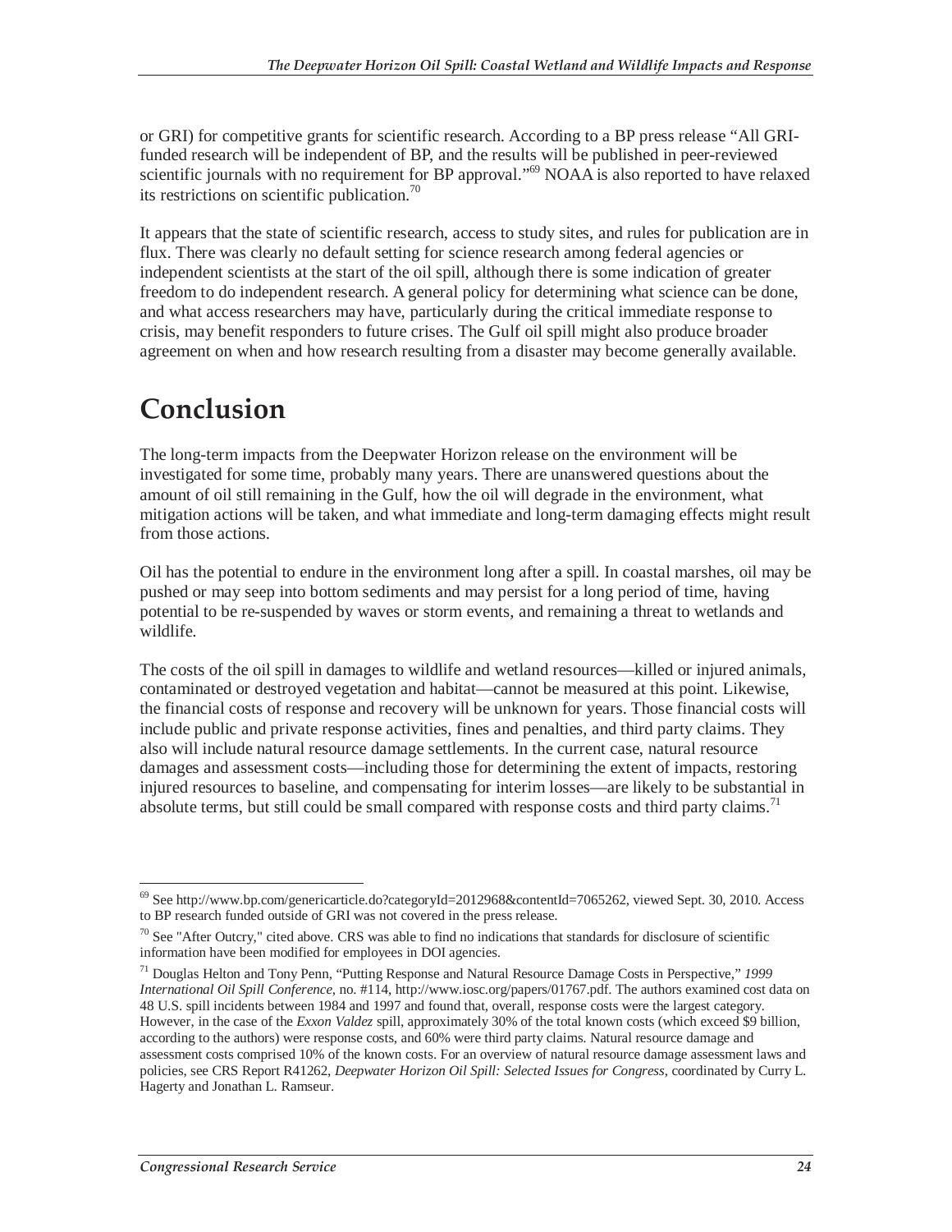or GRI) for competitive grants for scientific research. According to a BP press release "All GRI-funded research will be independent of BP, and the results will be published in peer-reviewed scientific journals with no requirement for BP approval."[69] NOAA is also reported to have relaxed its restrictions on scientific publication.[70]

It appears that the state of scientific research, access to study sites, and rules for publication are in flux. There was clearly no default setting for science research among federal agencies or independent scientists at the start of the oil spill, although there is some indication of greater freedom to do independent research. A general policy for determining what science can be done, and what access researchers may have, particularly during the critical immediate response to crisis, may benefit responders to future crises. The Gulf oil spill might also produce broader agreement on when and how research resulting from a disaster may become generally available.

# Conclusion

The long-term impacts from the Deepwater Horizon release on the environment will be investigated for some time, probably many years. There are unanswered questions about the amount of oil still remaining in the Gulf, how the oil will degrade in the environment, what mitigation actions will be taken, and what immediate and long-term damaging effects might result from those actions.

Oil has the potential to endure in the environment long after a spill. In coastal marshes, oil may be pushed or may seep into bottom sediments and may persist for a long period of time, having potential to be re-suspended by waves or storm events, and remaining a threat to wetlands and wildlife.

The costs of the oil spill in damages to wildlife and wetland resources—killed or injured animals, contaminated or destroyed vegetation and habitat—cannot be measured at this point. Likewise, the financial costs of response and recovery will be unknown for years. Those financial costs will include public and private response activities, fines and penalties, and third party claims. They also will include natural resource damage settlements. In the current case, natural resource damages and assessment costs—including those for determining the extent of impacts, restoring injured resources to baseline, and compensating for interim losses—are likely to be substantial in absolute terms, but still could be small compared with response costs and third party claims.[71]

---

[69] See http://www.bp.com/genericarticle.do?categoryId=2012968&contentId=7065262, viewed Sept. 30, 2010. Access to BP research funded outside of GRI was not covered in the press release.

[70] See "After Outcry," cited above. CRS was able to find no indications that standards for disclosure of scientific information have been modified for employees in DOI agencies.

[71] Douglas Helton and Tony Penn, "Putting Response and Natural Resource Damage Costs in Perspective," *1999 International Oil Spill Conference*, no. #114, http://www.iosc.org/papers/01767.pdf. The authors examined cost data on 48 U.S. spill incidents between 1984 and 1997 and found that, overall, response costs were the largest category. However, in the case of the *Exxon Valdez* spill, approximately 30% of the total known costs (which exceed $9 billion, according to the authors) were response costs, and 60% were third party claims. Natural resource damage and assessment costs comprised 10% of the known costs. For an overview of natural resource damage assessment laws and policies, see CRS Report R41262, *Deepwater Horizon Oil Spill: Selected Issues for Congress*, coordinated by Curry L. Hagerty and Jonathan L. Ramseur.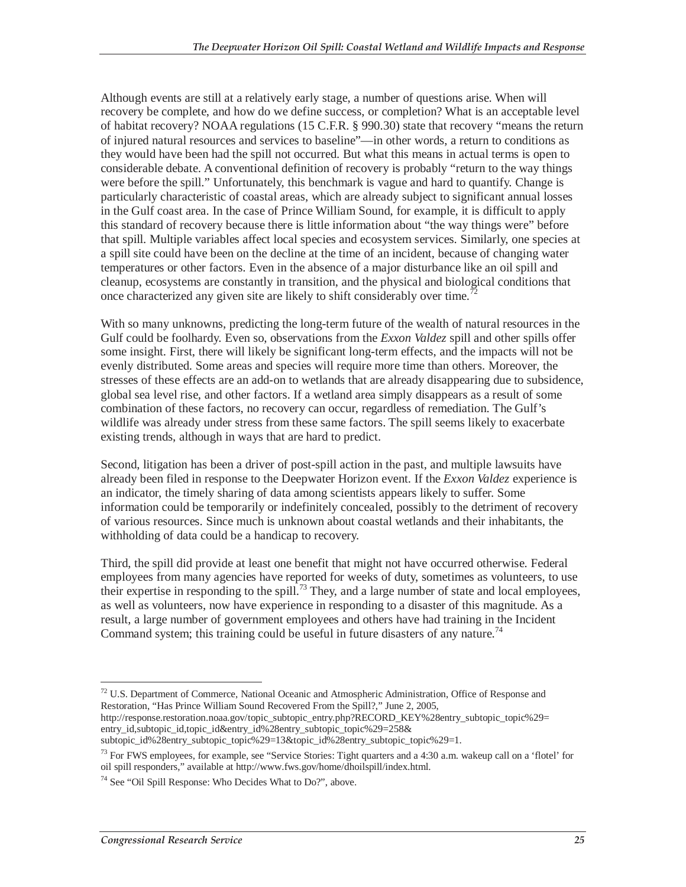Although events are still at a relatively early stage, a number of questions arise. When will recovery be complete, and how do we define success, or completion? What is an acceptable level of habitat recovery? NOAA regulations (15 C.F.R. § 990.30) state that recovery "means the return of injured natural resources and services to baseline"—in other words, a return to conditions as they would have been had the spill not occurred. But what this means in actual terms is open to considerable debate. A conventional definition of recovery is probably "return to the way things were before the spill." Unfortunately, this benchmark is vague and hard to quantify. Change is particularly characteristic of coastal areas, which are already subject to significant annual losses in the Gulf coast area. In the case of Prince William Sound, for example, it is difficult to apply this standard of recovery because there is little information about "the way things were" before that spill. Multiple variables affect local species and ecosystem services. Similarly, one species at a spill site could have been on the decline at the time of an incident, because of changing water temperatures or other factors. Even in the absence of a major disturbance like an oil spill and cleanup, ecosystems are constantly in transition, and the physical and biological conditions that once characterized any given site are likely to shift considerably over time.[72]

With so many unknowns, predicting the long-term future of the wealth of natural resources in the Gulf could be foolhardy. Even so, observations from the *Exxon Valdez* spill and other spills offer some insight. First, there will likely be significant long-term effects, and the impacts will not be evenly distributed. Some areas and species will require more time than others. Moreover, the stresses of these effects are an add-on to wetlands that are already disappearing due to subsidence, global sea level rise, and other factors. If a wetland area simply disappears as a result of some combination of these factors, no recovery can occur, regardless of remediation. The Gulf's wildlife was already under stress from these same factors. The spill seems likely to exacerbate existing trends, although in ways that are hard to predict.

Second, litigation has been a driver of post-spill action in the past, and multiple lawsuits have already been filed in response to the Deepwater Horizon event. If the *Exxon Valdez* experience is an indicator, the timely sharing of data among scientists appears likely to suffer. Some information could be temporarily or indefinitely concealed, possibly to the detriment of recovery of various resources. Since much is unknown about coastal wetlands and their inhabitants, the withholding of data could be a handicap to recovery.

Third, the spill did provide at least one benefit that might not have occurred otherwise. Federal employees from many agencies have reported for weeks of duty, sometimes as volunteers, to use their expertise in responding to the spill.[73] They, and a large number of state and local employees, as well as volunteers, now have experience in responding to a disaster of this magnitude. As a result, a large number of government employees and others have had training in the Incident Command system; this training could be useful in future disasters of any nature.[74]

---

[72] U.S. Department of Commerce, National Oceanic and Atmospheric Administration, Office of Response and Restoration, "Has Prince William Sound Recovered From the Spill?," June 2, 2005, http://response.restoration.noaa.gov/topic_subtopic_entry.php?RECORD_KEY%28entry_subtopic_topic%29=entry_id,subtopic_id,topic_id&entry_id%28entry_subtopic_topic%29=258&subtopic_id%28entry_subtopic_topic%29=13&topic_id%28entry_subtopic_topic%29=1.

[73] For FWS employees, for example, see "Service Stories: Tight quarters and a 4:30 a.m. wakeup call on a 'flotel' for oil spill responders," available at http://www.fws.gov/home/dhoilspill/index.html.

[74] See "Oil Spill Response: Who Decides What to Do?", above.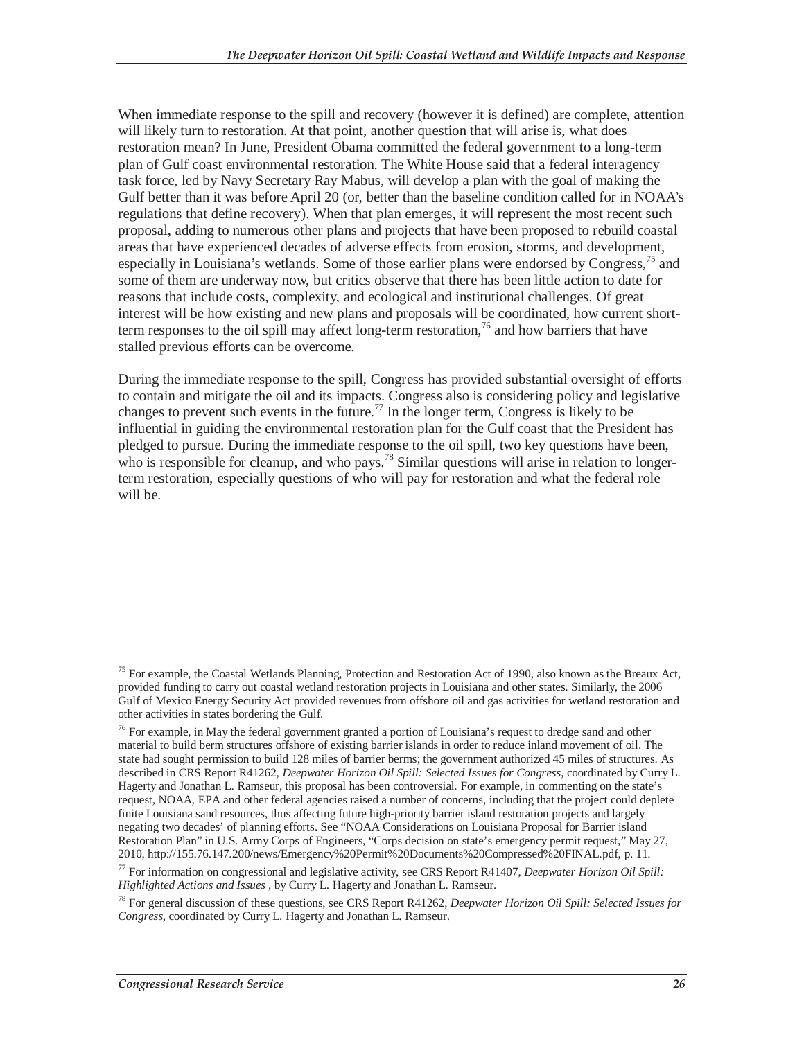When immediate response to the spill and recovery (however it is defined) are complete, attention will likely turn to restoration. At that point, another question that will arise is, what does restoration mean? In June, President Obama committed the federal government to a long-term plan of Gulf coast environmental restoration. The White House said that a federal interagency task force, led by Navy Secretary Ray Mabus, will develop a plan with the goal of making the Gulf better than it was before April 20 (or, better than the baseline condition called for in NOAA's regulations that define recovery). When that plan emerges, it will represent the most recent such proposal, adding to numerous other plans and projects that have been proposed to rebuild coastal areas that have experienced decades of adverse effects from erosion, storms, and development, especially in Louisiana's wetlands. Some of those earlier plans were endorsed by Congress,[75] and some of them are underway now, but critics observe that there has been little action to date for reasons that include costs, complexity, and ecological and institutional challenges. Of great interest will be how existing and new plans and proposals will be coordinated, how current short-term responses to the oil spill may affect long-term restoration,[76] and how barriers that have stalled previous efforts can be overcome.

During the immediate response to the spill, Congress has provided substantial oversight of efforts to contain and mitigate the oil and its impacts. Congress also is considering policy and legislative changes to prevent such events in the future.[77] In the longer term, Congress is likely to be influential in guiding the environmental restoration plan for the Gulf coast that the President has pledged to pursue. During the immediate response to the oil spill, two key questions have been, who is responsible for cleanup, and who pays.[78] Similar questions will arise in relation to longer-term restoration, especially questions of who will pay for restoration and what the federal role will be.

---

[75] For example, the Coastal Wetlands Planning, Protection and Restoration Act of 1990, also known as the Breaux Act, provided funding to carry out coastal wetland restoration projects in Louisiana and other states. Similarly, the 2006 Gulf of Mexico Energy Security Act provided revenues from offshore oil and gas activities for wetland restoration and other activities in states bordering the Gulf.

[76] For example, in May the federal government granted a portion of Louisiana's request to dredge sand and other material to build berm structures offshore of existing barrier islands in order to reduce inland movement of oil. The state had sought permission to build 128 miles of barrier berms; the government authorized 45 miles of structures. As described in CRS Report R41262, *Deepwater Horizon Oil Spill: Selected Issues for Congress*, coordinated by Curry L. Hagerty and Jonathan L. Ramseur, this proposal has been controversial. For example, in commenting on the state's request, NOAA, EPA and other federal agencies raised a number of concerns, including that the project could deplete finite Louisiana sand resources, thus affecting future high-priority barrier island restoration projects and largely negating two decades' of planning efforts. See "NOAA Considerations on Louisiana Proposal for Barrier island Restoration Plan" in U.S. Army Corps of Engineers, "Corps decision on state's emergency permit request," May 27, 2010, http://155.76.147.200/news/Emergency%20Permit%20Documents%20Compressed%20FINAL.pdf, p. 11.

[77] For information on congressional and legislative activity, see CRS Report R41407, *Deepwater Horizon Oil Spill: Highlighted Actions and Issues* , by Curry L. Hagerty and Jonathan L. Ramseur.

[78] For general discussion of these questions, see CRS Report R41262, *Deepwater Horizon Oil Spill: Selected Issues for Congress*, coordinated by Curry L. Hagerty and Jonathan L. Ramseur.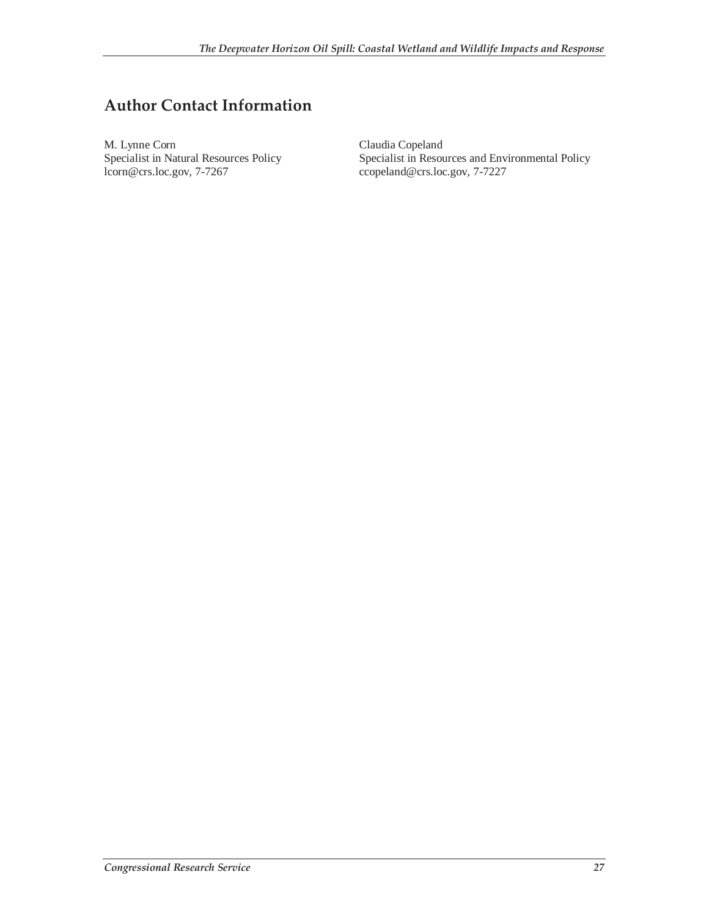## Author Contact Information

M. Lynne Corn
Specialist in Natural Resources Policy
lcorn@crs.loc.gov, 7-7267

Claudia Copeland
Specialist in Resources and Environmental Policy
ccopeland@crs.loc.gov, 7-7227